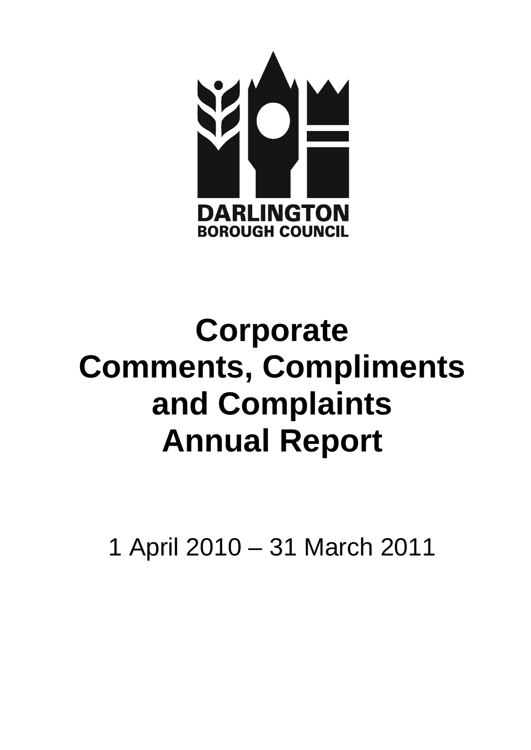DARLINGTON
BOROUGH COUNCIL

# Corporate Comments, Compliments and Complaints Annual Report

1 April 2010 – 31 March 2011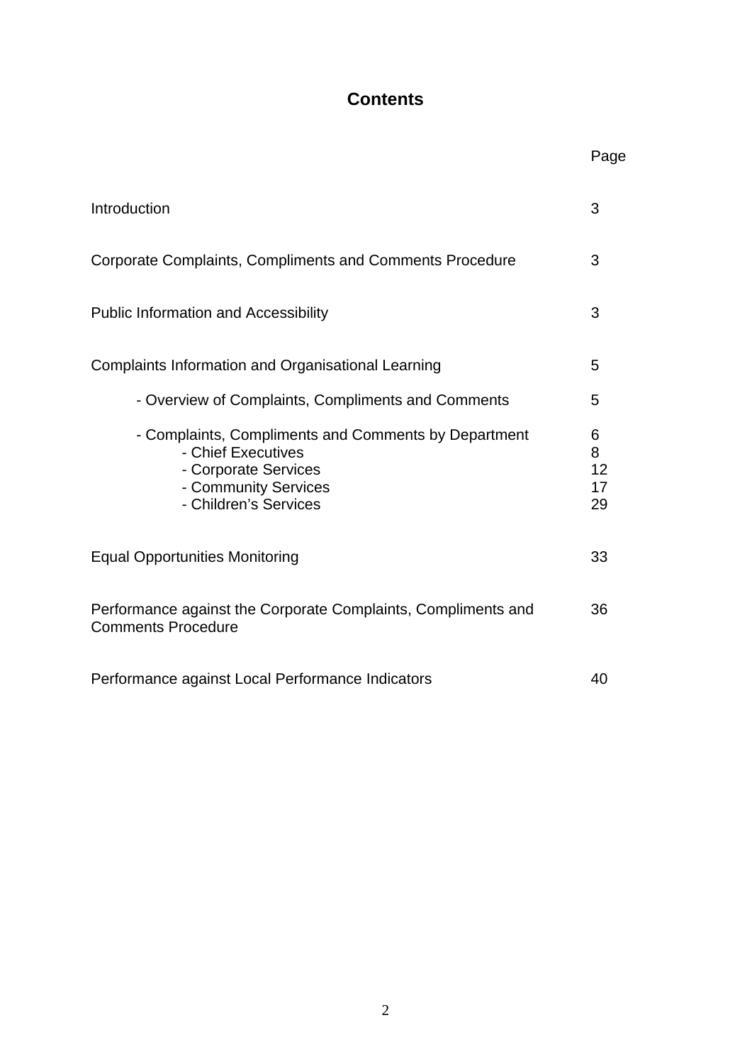# Contents

| | Page |
|---|---|
| Introduction | 3 |
| Corporate Complaints, Compliments and Comments Procedure | 3 |
| Public Information and Accessibility | 3 |
| Complaints Information and Organisational Learning | 5 |
| - Overview of Complaints, Compliments and Comments | 5 |
| - Complaints, Compliments and Comments by Department | 6 |
| - Chief Executives | 8 |
| - Corporate Services | 12 |
| - Community Services | 17 |
| - Children's Services | 29 |
| Equal Opportunities Monitoring | 33 |
| Performance against the Corporate Complaints, Compliments and Comments Procedure | 36 |
| Performance against Local Performance Indicators | 40 |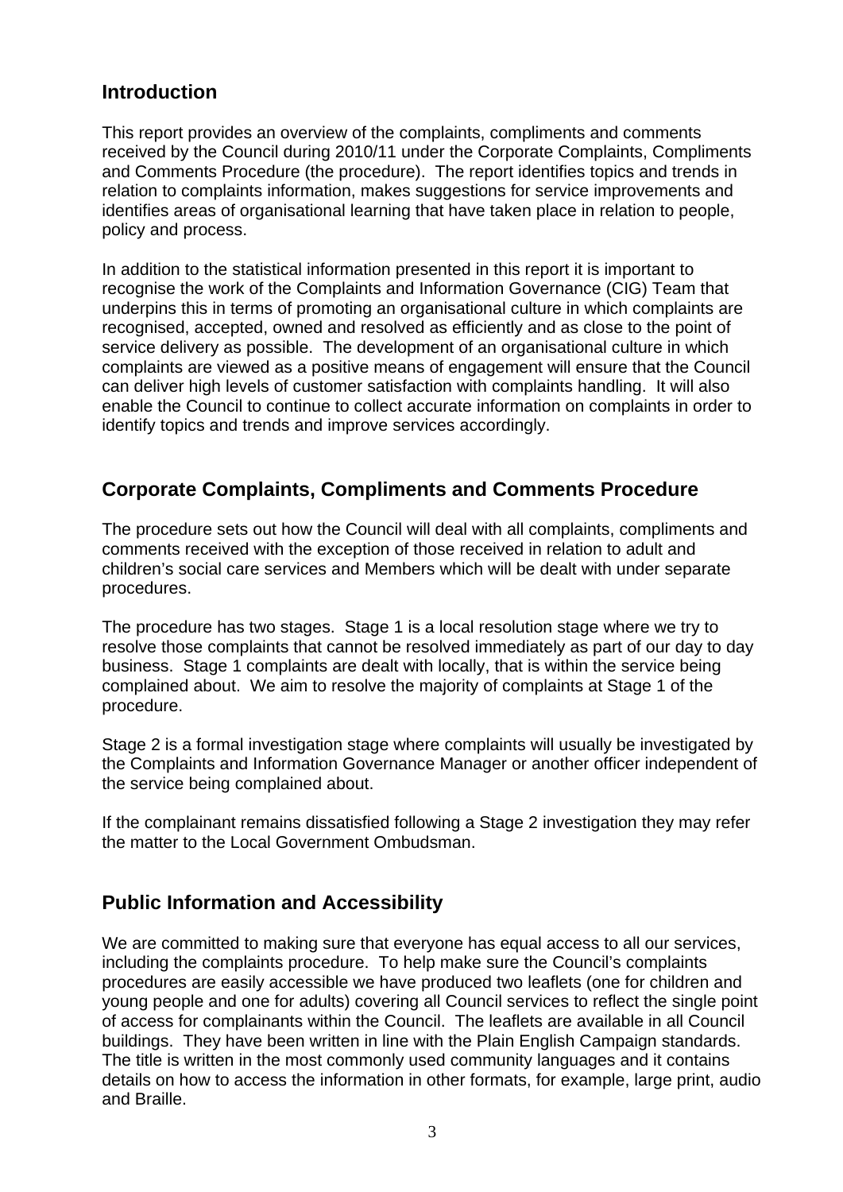## Introduction

This report provides an overview of the complaints, compliments and comments received by the Council during 2010/11 under the Corporate Complaints, Compliments and Comments Procedure (the procedure). The report identifies topics and trends in relation to complaints information, makes suggestions for service improvements and identifies areas of organisational learning that have taken place in relation to people, policy and process.

In addition to the statistical information presented in this report it is important to recognise the work of the Complaints and Information Governance (CIG) Team that underpins this in terms of promoting an organisational culture in which complaints are recognised, accepted, owned and resolved as efficiently and as close to the point of service delivery as possible. The development of an organisational culture in which complaints are viewed as a positive means of engagement will ensure that the Council can deliver high levels of customer satisfaction with complaints handling. It will also enable the Council to continue to collect accurate information on complaints in order to identify topics and trends and improve services accordingly.

## Corporate Complaints, Compliments and Comments Procedure

The procedure sets out how the Council will deal with all complaints, compliments and comments received with the exception of those received in relation to adult and children's social care services and Members which will be dealt with under separate procedures.

The procedure has two stages. Stage 1 is a local resolution stage where we try to resolve those complaints that cannot be resolved immediately as part of our day to day business. Stage 1 complaints are dealt with locally, that is within the service being complained about. We aim to resolve the majority of complaints at Stage 1 of the procedure.

Stage 2 is a formal investigation stage where complaints will usually be investigated by the Complaints and Information Governance Manager or another officer independent of the service being complained about.

If the complainant remains dissatisfied following a Stage 2 investigation they may refer the matter to the Local Government Ombudsman.

## Public Information and Accessibility

We are committed to making sure that everyone has equal access to all our services, including the complaints procedure. To help make sure the Council's complaints procedures are easily accessible we have produced two leaflets (one for children and young people and one for adults) covering all Council services to reflect the single point of access for complainants within the Council. The leaflets are available in all Council buildings. They have been written in line with the Plain English Campaign standards. The title is written in the most commonly used community languages and it contains details on how to access the information in other formats, for example, large print, audio and Braille.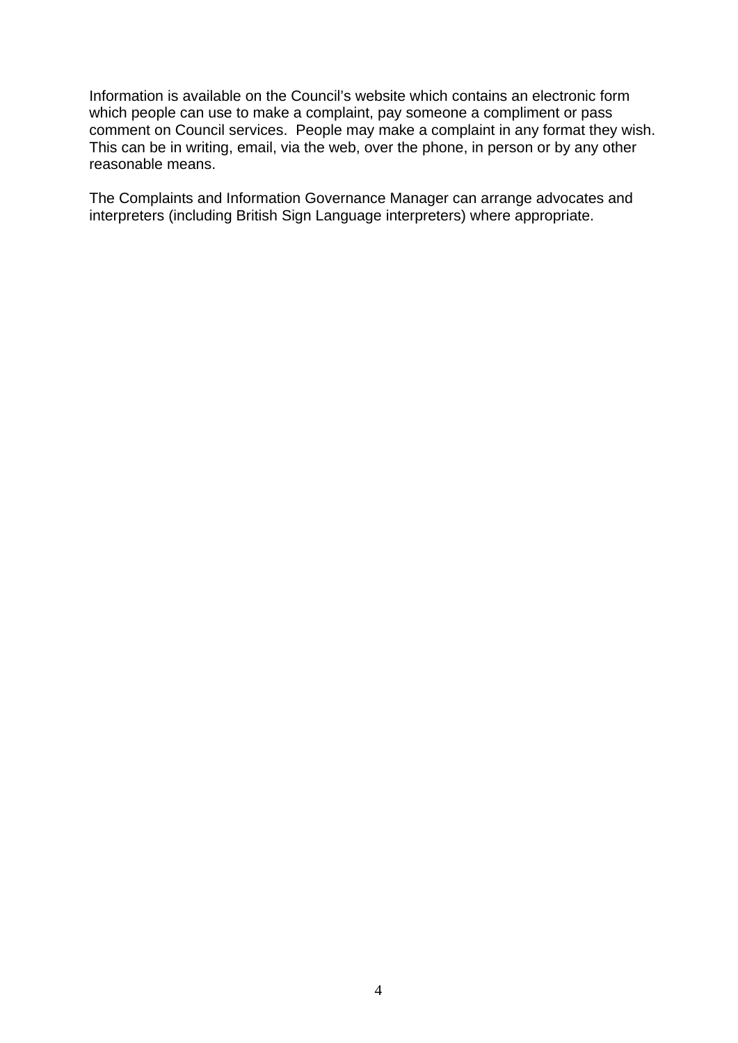Information is available on the Council's website which contains an electronic form which people can use to make a complaint, pay someone a compliment or pass comment on Council services.  People may make a complaint in any format they wish. This can be in writing, email, via the web, over the phone, in person or by any other reasonable means.

The Complaints and Information Governance Manager can arrange advocates and interpreters (including British Sign Language interpreters) where appropriate.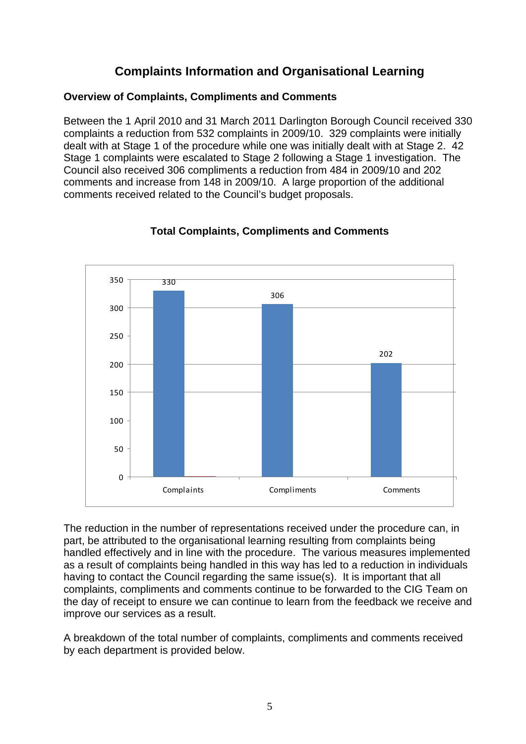## Complaints Information and Organisational Learning

### Overview of Complaints, Compliments and Comments

Between the 1 April 2010 and 31 March 2011 Darlington Borough Council received 330 complaints a reduction from 532 complaints in 2009/10. 329 complaints were initially dealt with at Stage 1 of the procedure while one was initially dealt with at Stage 2. 42 Stage 1 complaints were escalated to Stage 2 following a Stage 1 investigation. The Council also received 306 compliments a reduction from 484 in 2009/10 and 202 comments and increase from 148 in 2009/10. A large proportion of the additional comments received related to the Council's budget proposals.

**Total Complaints, Compliments and Comments**

| Category | Total |
| --- | --- |
| Complaints | 330 |
| Compliments | 306 |
| Comments | 202 |

The reduction in the number of representations received under the procedure can, in part, be attributed to the organisational learning resulting from complaints being handled effectively and in line with the procedure. The various measures implemented as a result of complaints being handled in this way has led to a reduction in individuals having to contact the Council regarding the same issue(s). It is important that all complaints, compliments and comments continue to be forwarded to the CIG Team on the day of receipt to ensure we can continue to learn from the feedback we receive and improve our services as a result.

A breakdown of the total number of complaints, compliments and comments received by each department is provided below.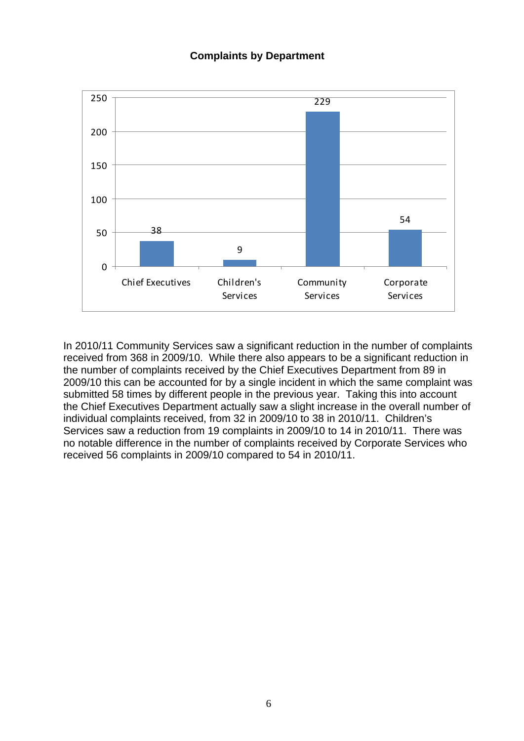**Complaints by Department**

| Department | Complaints |
|---|---|
| Chief Executives | 38 |
| Children's Services | 9 |
| Community Services | 229 |
| Corporate Services | 54 |

In 2010/11 Community Services saw a significant reduction in the number of complaints received from 368 in 2009/10. While there also appears to be a significant reduction in the number of complaints received by the Chief Executives Department from 89 in 2009/10 this can be accounted for by a single incident in which the same complaint was submitted 58 times by different people in the previous year. Taking this into account the Chief Executives Department actually saw a slight increase in the overall number of individual complaints received, from 32 in 2009/10 to 38 in 2010/11. Children's Services saw a reduction from 19 complaints in 2009/10 to 14 in 2010/11. There was no notable difference in the number of complaints received by Corporate Services who received 56 complaints in 2009/10 compared to 54 in 2010/11.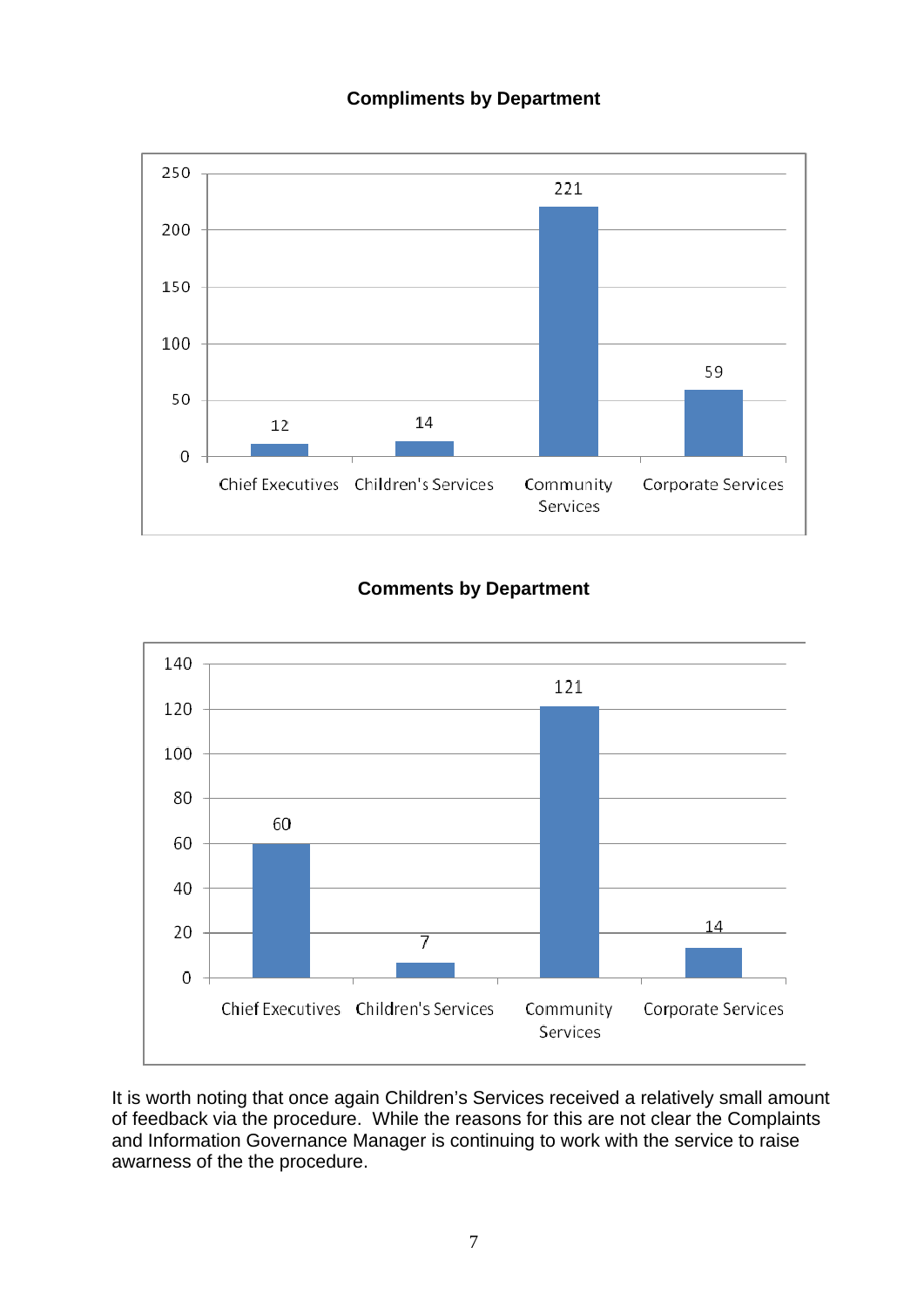**Compliments by Department**

| Department | Compliments |
|---|---|
| Chief Executives | 12 |
| Children's Services | 14 |
| Community Services | 221 |
| Corporate Services | 59 |

**Comments by Department**

| Department | Comments |
|---|---|
| Chief Executives | 60 |
| Children's Services | 7 |
| Community Services | 121 |
| Corporate Services | 14 |

It is worth noting that once again Children's Services received a relatively small amount of feedback via the procedure. While the reasons for this are not clear the Complaints and Information Governance Manager is continuing to work with the service to raise awarness of the the procedure.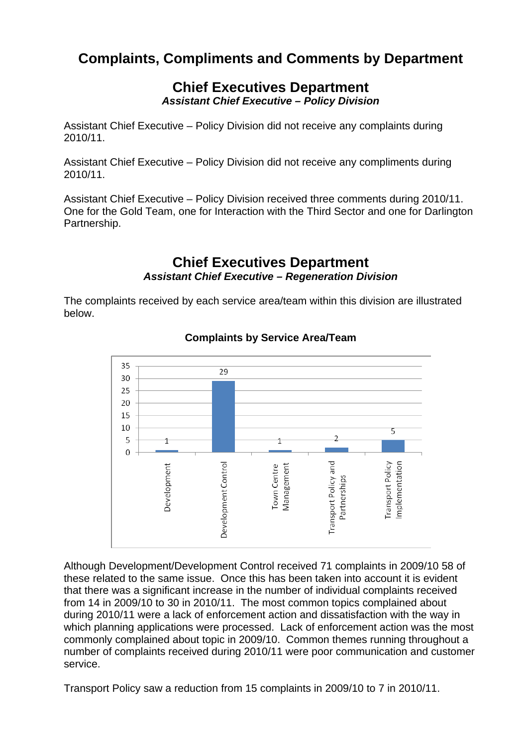# Complaints, Compliments and Comments by Department

## Chief Executives Department

***Assistant Chief Executive – Policy Division***

Assistant Chief Executive – Policy Division did not receive any complaints during 2010/11.

Assistant Chief Executive – Policy Division did not receive any compliments during 2010/11.

Assistant Chief Executive – Policy Division received three comments during 2010/11. One for the Gold Team, one for Interaction with the Third Sector and one for Darlington Partnership.

## Chief Executives Department

***Assistant Chief Executive – Regeneration Division***

The complaints received by each service area/team within this division are illustrated below.

**Complaints by Service Area/Team**

| Service Area/Team | Complaints |
|---|---|
| Development | 1 |
| Development Control | 29 |
| Town Centre Management | 1 |
| Transport Policy and Partnerships | 2 |
| Transport Policy Implementation | 5 |

Although Development/Development Control received 71 complaints in 2009/10 58 of these related to the same issue. Once this has been taken into account it is evident that there was a significant increase in the number of individual complaints received from 14 in 2009/10 to 30 in 2010/11. The most common topics complained about during 2010/11 were a lack of enforcement action and dissatisfaction with the way in which planning applications were processed. Lack of enforcement action was the most commonly complained about topic in 2009/10. Common themes running throughout a number of complaints received during 2010/11 were poor communication and customer service.

Transport Policy saw a reduction from 15 complaints in 2009/10 to 7 in 2010/11.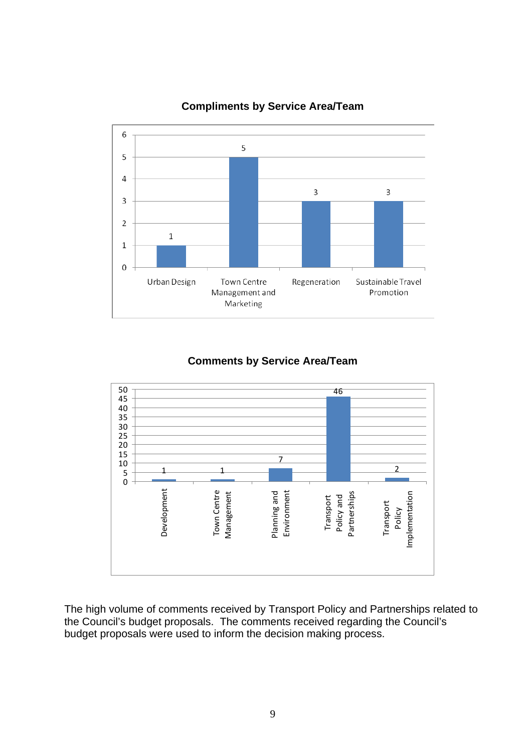**Compliments by Service Area/Team**

| Service Area/Team | Compliments |
|---|---|
| Urban Design | 1 |
| Town Centre Management and Marketing | 5 |
| Regeneration | 3 |
| Sustainable Travel Promotion | 3 |

**Comments by Service Area/Team**

| Service Area/Team | Comments |
|---|---|
| Development | 1 |
| Town Centre Management | 1 |
| Planning and Environment | 7 |
| Transport Policy and Partnerships | 46 |
| Transport Policy Implementation | 2 |

The high volume of comments received by Transport Policy and Partnerships related to the Council's budget proposals. The comments received regarding the Council's budget proposals were used to inform the decision making process.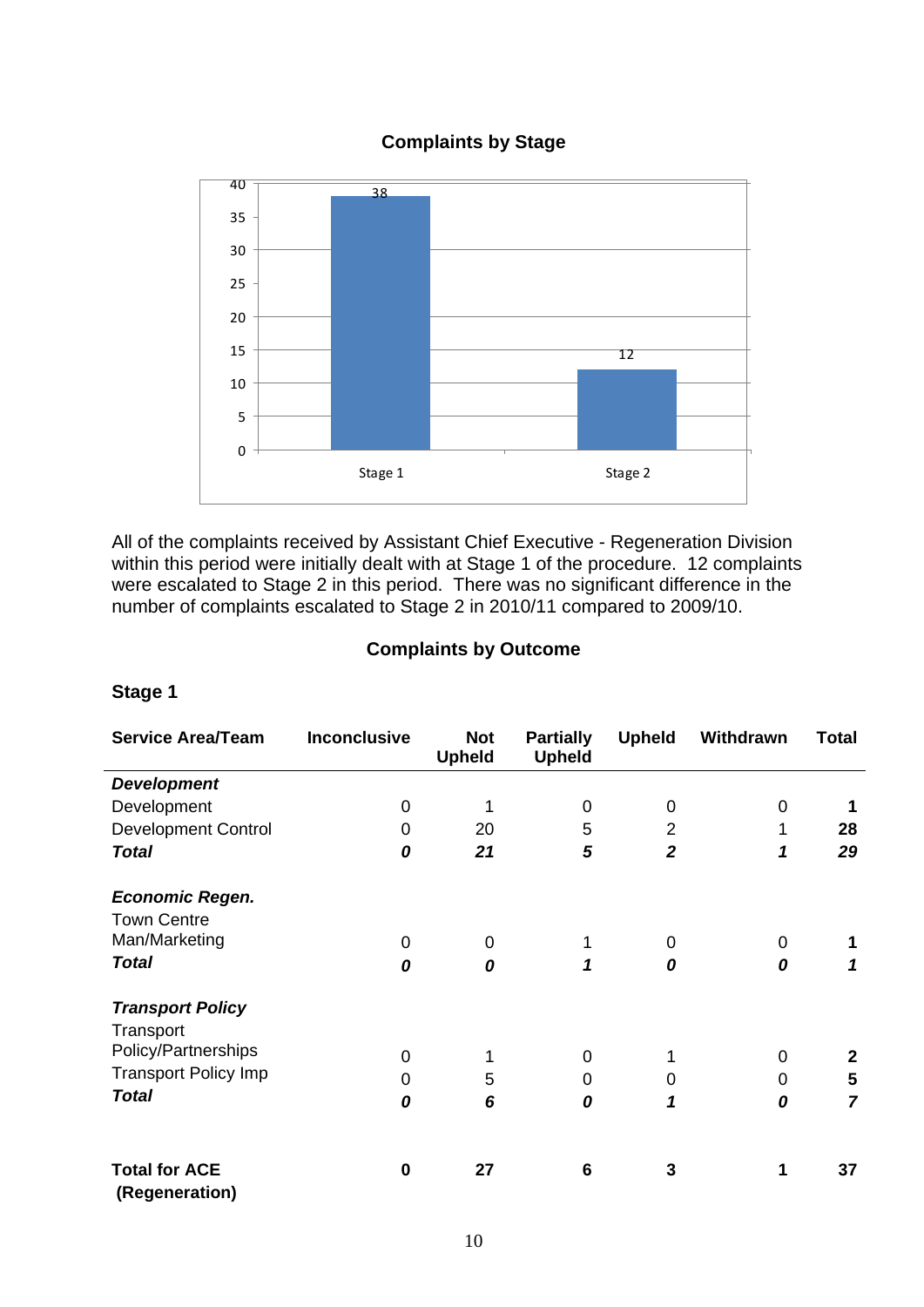**Complaints by Stage**

| Stage | Complaints |
|---|---|
| Stage 1 | 38 |
| Stage 2 | 12 |

All of the complaints received by Assistant Chief Executive - Regeneration Division within this period were initially dealt with at Stage 1 of the procedure. 12 complaints were escalated to Stage 2 in this period. There was no significant difference in the number of complaints escalated to Stage 2 in 2010/11 compared to 2009/10.

**Complaints by Outcome**

**Stage 1**

| Service Area/Team | Inconclusive | Not Upheld | Partially Upheld | Upheld | Withdrawn | Total |
|---|---|---|---|---|---|---|
| ***Development*** | | | | | | |
| Development | 0 | 1 | 0 | 0 | 0 | **1** |
| Development Control | 0 | 20 | 5 | 2 | 1 | **28** |
| ***Total*** | ***0*** | ***21*** | ***5*** | ***2*** | ***1*** | ***29*** |
| ***Economic Regen.*** | | | | | | |
| Town Centre Man/Marketing | 0 | 0 | 1 | 0 | 0 | **1** |
| ***Total*** | ***0*** | ***0*** | ***1*** | ***0*** | ***0*** | ***1*** |
| ***Transport Policy*** | | | | | | |
| Transport Policy/Partnerships | 0 | 1 | 0 | 1 | 0 | **2** |
| Transport Policy Imp | 0 | 5 | 0 | 0 | 0 | **5** |
| ***Total*** | ***0*** | ***6*** | ***0*** | ***1*** | ***0*** | ***7*** |
| **Total for ACE (Regeneration)** | **0** | **27** | **6** | **3** | **1** | **37** |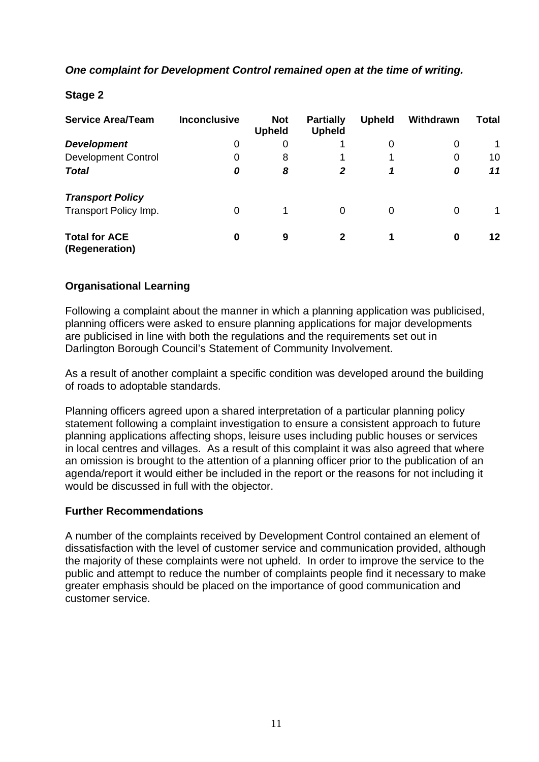***One complaint for Development Control remained open at the time of writing.***

**Stage 2**

| **Service Area/Team** | **Inconclusive** | **Not Upheld** | **Partially Upheld** | **Upheld** | **Withdrawn** | **Total** |
|---|---|---|---|---|---|---|
| ***Development*** | 0 | 0 | 1 | 0 | 0 | 1 |
| Development Control | 0 | 8 | 1 | 1 | 0 | 10 |
| ***Total*** | ***0*** | ***8*** | ***2*** | ***1*** | ***0*** | ***11*** |
| ***Transport Policy*** | | | | | | |
| Transport Policy Imp. | 0 | 1 | 0 | 0 | 0 | 1 |
| **Total for ACE (Regeneration)** | **0** | **9** | **2** | **1** | **0** | **12** |

**Organisational Learning**

Following a complaint about the manner in which a planning application was publicised, planning officers were asked to ensure planning applications for major developments are publicised in line with both the regulations and the requirements set out in Darlington Borough Council's Statement of Community Involvement.

As a result of another complaint a specific condition was developed around the building of roads to adoptable standards.

Planning officers agreed upon a shared interpretation of a particular planning policy statement following a complaint investigation to ensure a consistent approach to future planning applications affecting shops, leisure uses including public houses or services in local centres and villages. As a result of this complaint it was also agreed that where an omission is brought to the attention of a planning officer prior to the publication of an agenda/report it would either be included in the report or the reasons for not including it would be discussed in full with the objector.

**Further Recommendations**

A number of the complaints received by Development Control contained an element of dissatisfaction with the level of customer service and communication provided, although the majority of these complaints were not upheld. In order to improve the service to the public and attempt to reduce the number of complaints people find it necessary to make greater emphasis should be placed on the importance of good communication and customer service.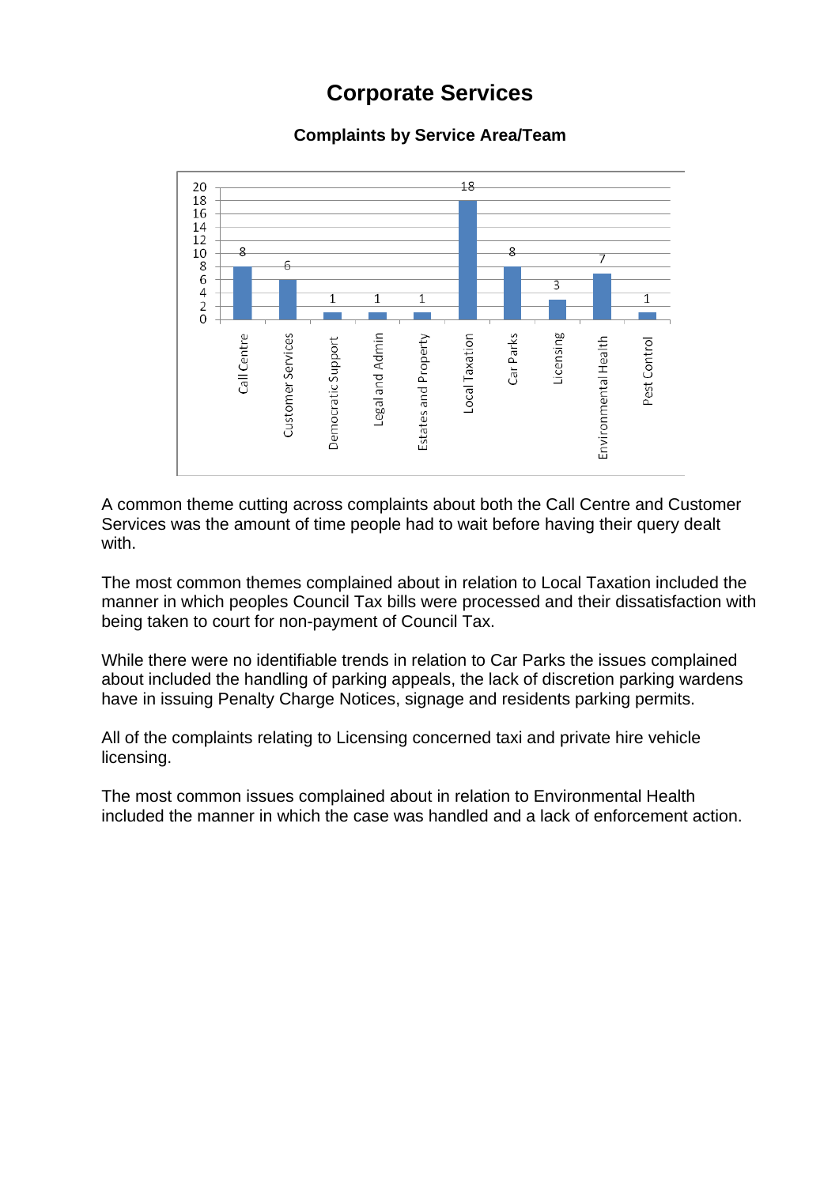# Corporate Services

### Complaints by Service Area/Team

| Service Area/Team | Complaints |
|---|---|
| Call Centre | 8 |
| Customer Services | 6 |
| Democratic Support | 1 |
| Legal and Admin | 1 |
| Estates and Property | 1 |
| Local Taxation | 18 |
| Car Parks | 8 |
| Licensing | 3 |
| Environmental Health | 7 |
| Pest Control | 1 |

A common theme cutting across complaints about both the Call Centre and Customer Services was the amount of time people had to wait before having their query dealt with.

The most common themes complained about in relation to Local Taxation included the manner in which peoples Council Tax bills were processed and their dissatisfaction with being taken to court for non-payment of Council Tax.

While there were no identifiable trends in relation to Car Parks the issues complained about included the handling of parking appeals, the lack of discretion parking wardens have in issuing Penalty Charge Notices, signage and residents parking permits.

All of the complaints relating to Licensing concerned taxi and private hire vehicle licensing.

The most common issues complained about in relation to Environmental Health included the manner in which the case was handled and a lack of enforcement action.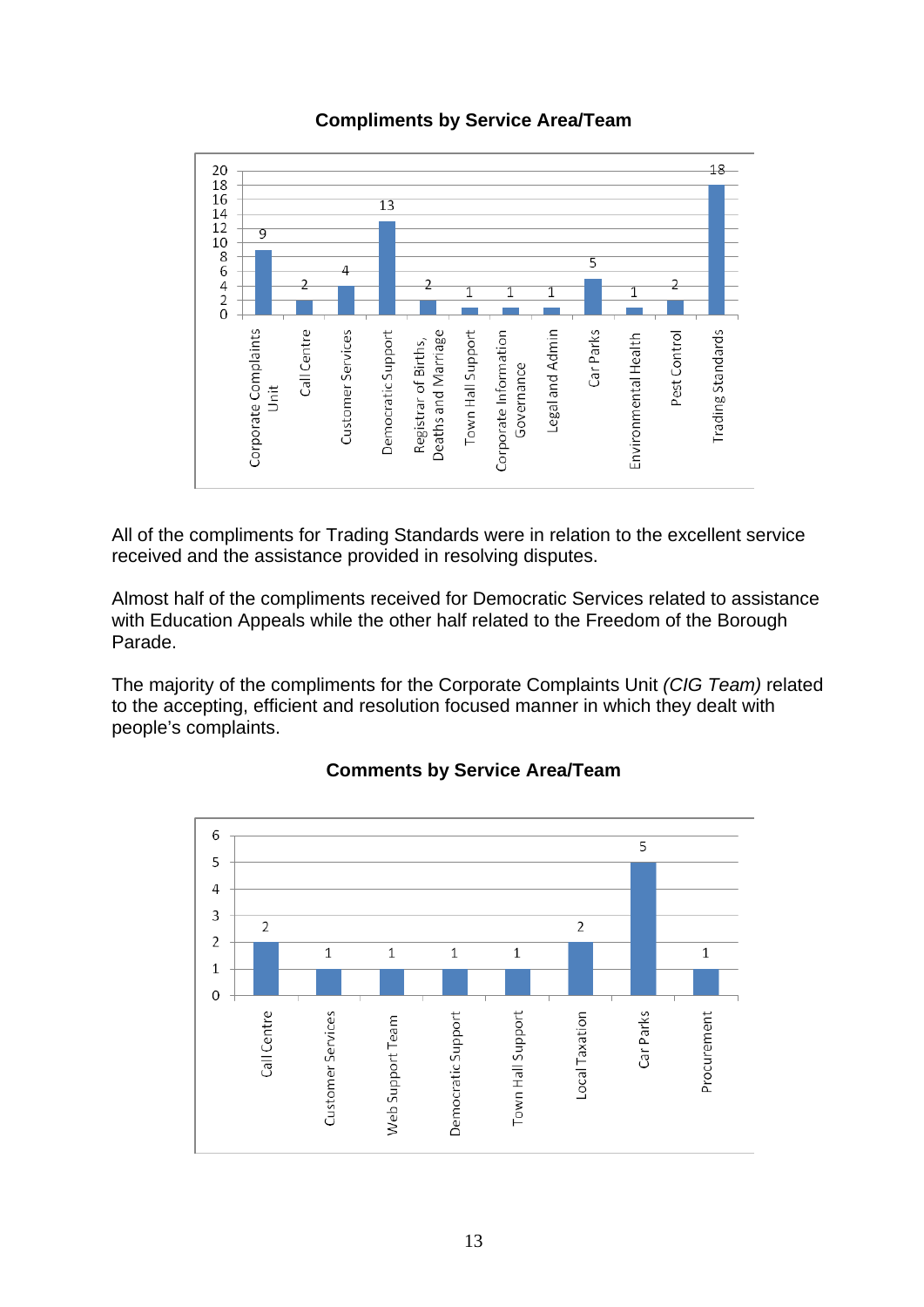**Compliments by Service Area/Team**

| Service Area/Team | Compliments |
|---|---|
| Corporate Complaints Unit | 9 |
| Call Centre | 2 |
| Customer Services | 4 |
| Democratic Support | 13 |
| Registrar of Births, Deaths and Marriage | 2 |
| Town Hall Support | 1 |
| Corporate Information Governance | 1 |
| Legal and Admin | 1 |
| Car Parks | 5 |
| Environmental Health | 1 |
| Pest Control | 2 |
| Trading Standards | 18 |

All of the compliments for Trading Standards were in relation to the excellent service received and the assistance provided in resolving disputes.

Almost half of the compliments received for Democratic Services related to assistance with Education Appeals while the other half related to the Freedom of the Borough Parade.

The majority of the compliments for the Corporate Complaints Unit *(CIG Team)* related to the accepting, efficient and resolution focused manner in which they dealt with people's complaints.

**Comments by Service Area/Team**

| Service Area/Team | Comments |
|---|---|
| Call Centre | 2 |
| Customer Services | 1 |
| Web Support Team | 1 |
| Democratic Support | 1 |
| Town Hall Support | 1 |
| Local Taxation | 2 |
| Car Parks | 5 |
| Procurement | 1 |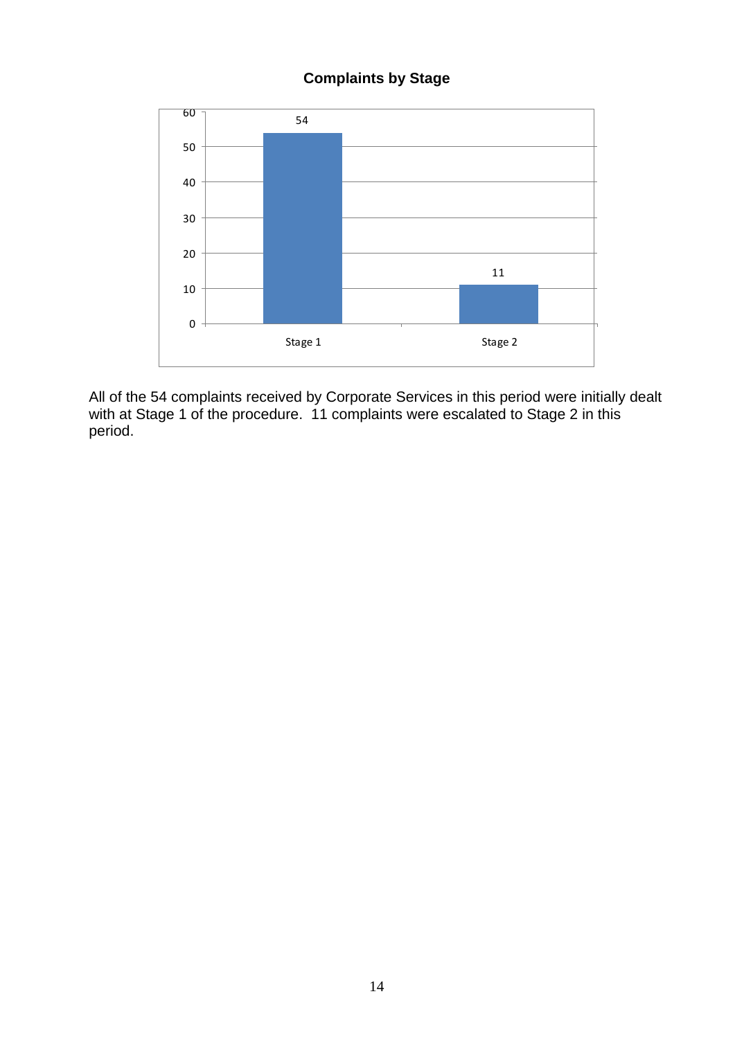**Complaints by Stage**

| Stage | Complaints |
| --- | --- |
| Stage 1 | 54 |
| Stage 2 | 11 |

All of the 54 complaints received by Corporate Services in this period were initially dealt with at Stage 1 of the procedure. 11 complaints were escalated to Stage 2 in this period.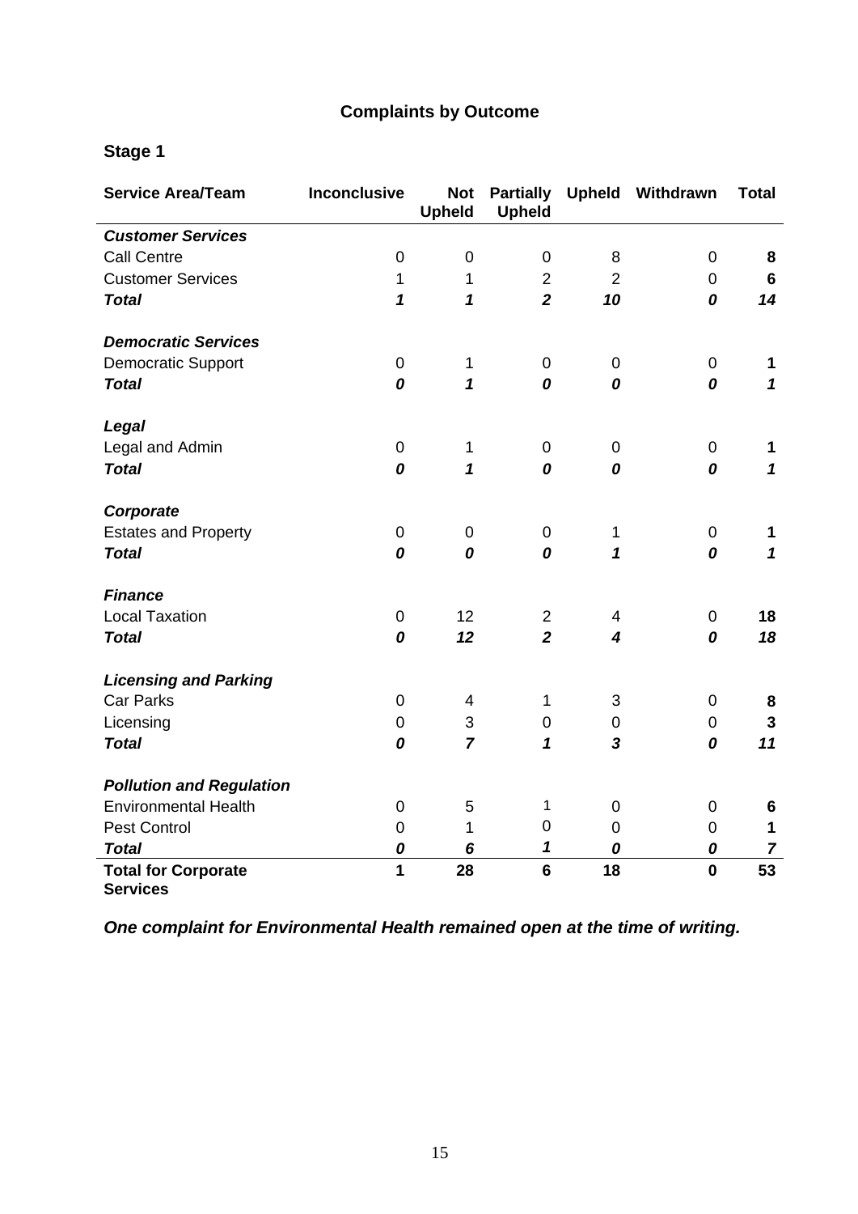## Complaints by Outcome

### Stage 1

| Service Area/Team | Inconclusive | Not Upheld | Partially Upheld | Upheld | Withdrawn | Total |
|---|---|---|---|---|---|---|
| ***Customer Services*** | | | | | | |
| Call Centre | 0 | 0 | 0 | 8 | 0 | **8** |
| Customer Services | 1 | 1 | 2 | 2 | 0 | **6** |
| ***Total*** | ***1*** | ***1*** | ***2*** | ***10*** | ***0*** | ***14*** |
| ***Democratic Services*** | | | | | | |
| Democratic Support | 0 | 1 | 0 | 0 | 0 | **1** |
| ***Total*** | ***0*** | ***1*** | ***0*** | ***0*** | ***0*** | ***1*** |
| ***Legal*** | | | | | | |
| Legal and Admin | 0 | 1 | 0 | 0 | 0 | **1** |
| ***Total*** | ***0*** | ***1*** | ***0*** | ***0*** | ***0*** | ***1*** |
| ***Corporate*** | | | | | | |
| Estates and Property | 0 | 0 | 0 | 1 | 0 | **1** |
| ***Total*** | ***0*** | ***0*** | ***0*** | ***1*** | ***0*** | ***1*** |
| ***Finance*** | | | | | | |
| Local Taxation | 0 | 12 | 2 | 4 | 0 | **18** |
| ***Total*** | ***0*** | ***12*** | ***2*** | ***4*** | ***0*** | ***18*** |
| ***Licensing and Parking*** | | | | | | |
| Car Parks | 0 | 4 | 1 | 3 | 0 | **8** |
| Licensing | 0 | 3 | 0 | 0 | 0 | **3** |
| ***Total*** | ***0*** | ***7*** | ***1*** | ***3*** | ***0*** | ***11*** |
| ***Pollution and Regulation*** | | | | | | |
| Environmental Health | 0 | 5 | 1 | 0 | 0 | **6** |
| Pest Control | 0 | 1 | 0 | 0 | 0 | **1** |
| ***Total*** | ***0*** | ***6*** | ***1*** | ***0*** | ***0*** | ***7*** |
| **Total for Corporate Services** | **1** | **28** | **6** | **18** | **0** | **53** |

***One complaint for Environmental Health remained open at the time of writing.***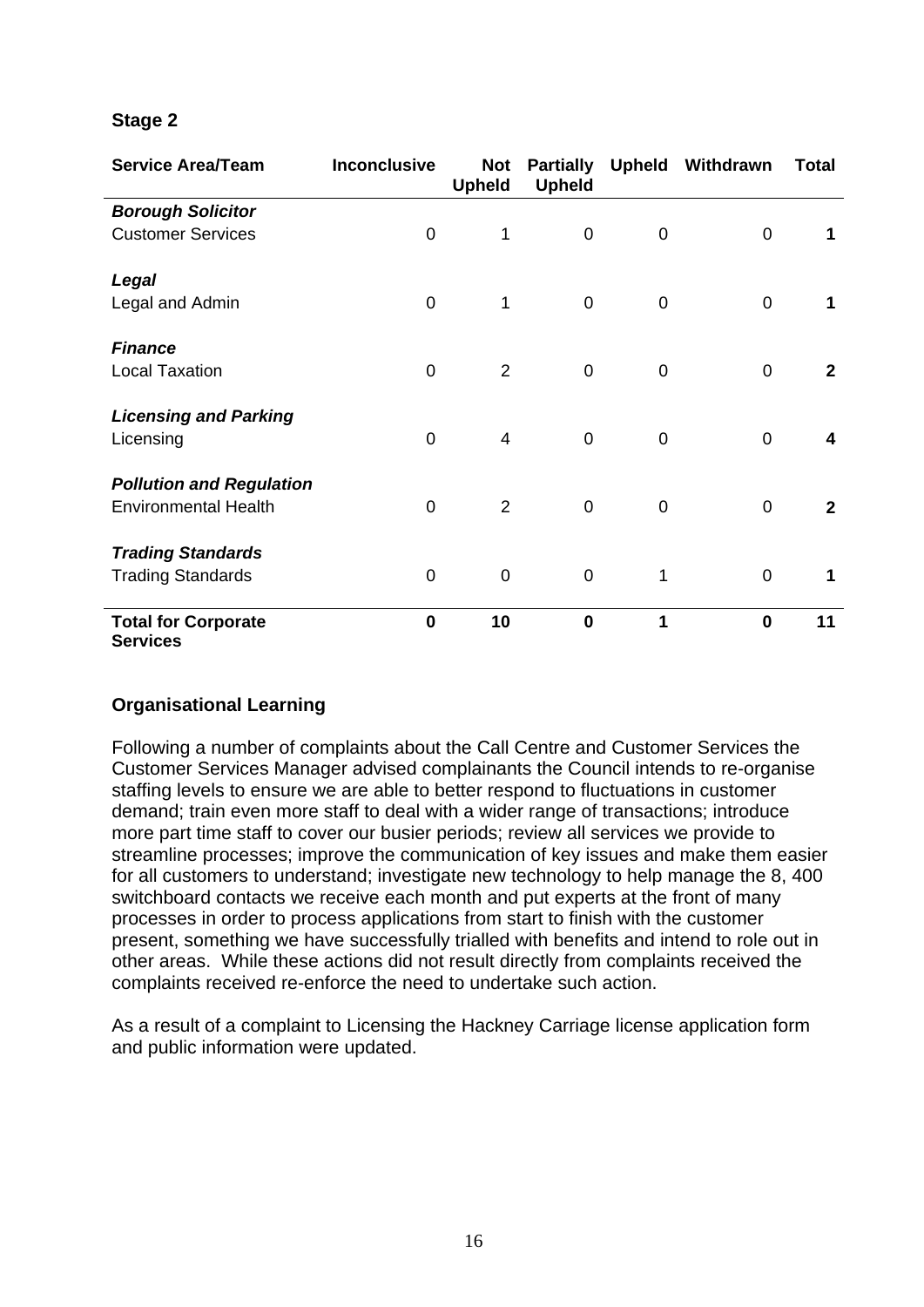## Stage 2

| Service Area/Team | Inconclusive | Not Upheld | Partially Upheld | Upheld | Withdrawn | Total |
|---|---|---|---|---|---|---|
| ***Borough Solicitor*** | | | | | | |
| Customer Services | 0 | 1 | 0 | 0 | 0 | **1** |
| ***Legal*** | | | | | | |
| Legal and Admin | 0 | 1 | 0 | 0 | 0 | **1** |
| ***Finance*** | | | | | | |
| Local Taxation | 0 | 2 | 0 | 0 | 0 | **2** |
| ***Licensing and Parking*** | | | | | | |
| Licensing | 0 | 4 | 0 | 0 | 0 | **4** |
| ***Pollution and Regulation*** | | | | | | |
| Environmental Health | 0 | 2 | 0 | 0 | 0 | **2** |
| ***Trading Standards*** | | | | | | |
| Trading Standards | 0 | 0 | 0 | 1 | 0 | **1** |
| **Total for Corporate Services** | **0** | **10** | **0** | **1** | **0** | **11** |

### Organisational Learning

Following a number of complaints about the Call Centre and Customer Services the Customer Services Manager advised complainants the Council intends to re-organise staffing levels to ensure we are able to better respond to fluctuations in customer demand; train even more staff to deal with a wider range of transactions; introduce more part time staff to cover our busier periods; review all services we provide to streamline processes; improve the communication of key issues and make them easier for all customers to understand; investigate new technology to help manage the 8, 400 switchboard contacts we receive each month and put experts at the front of many processes in order to process applications from start to finish with the customer present, something we have successfully trialled with benefits and intend to role out in other areas. While these actions did not result directly from complaints received the complaints received re-enforce the need to undertake such action.

As a result of a complaint to Licensing the Hackney Carriage license application form and public information were updated.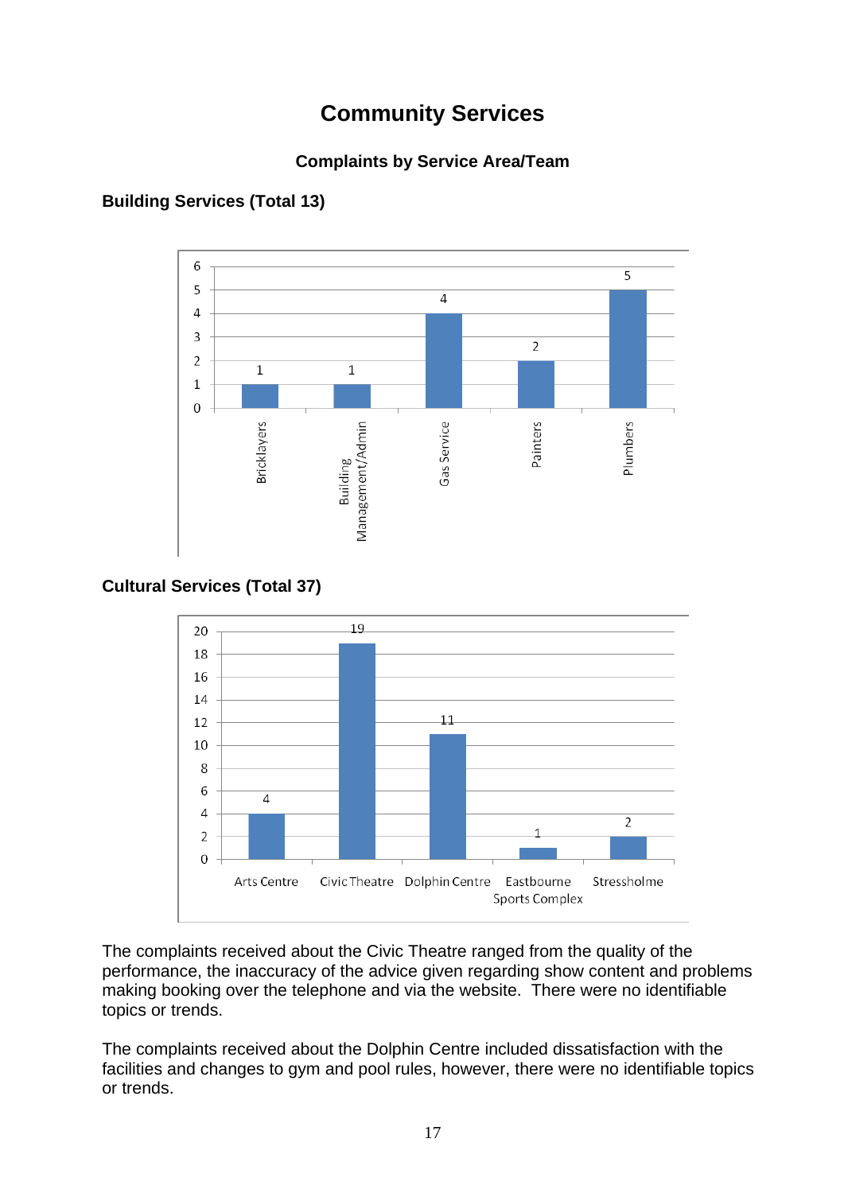# Community Services

### Complaints by Service Area/Team

**Building Services (Total 13)**

| Service Area/Team | Complaints |
|---|---|
| Bricklayers | 1 |
| Building Management/Admin | 1 |
| Gas Service | 4 |
| Painters | 2 |
| Plumbers | 5 |

**Cultural Services (Total 37)**

| Service Area/Team | Complaints |
|---|---|
| Arts Centre | 4 |
| Civic Theatre | 19 |
| Dolphin Centre | 11 |
| Eastbourne Sports Complex | 1 |
| Stressholme | 2 |

The complaints received about the Civic Theatre ranged from the quality of the performance, the inaccuracy of the advice given regarding show content and problems making booking over the telephone and via the website. There were no identifiable topics or trends.

The complaints received about the Dolphin Centre included dissatisfaction with the facilities and changes to gym and pool rules, however, there were no identifiable topics or trends.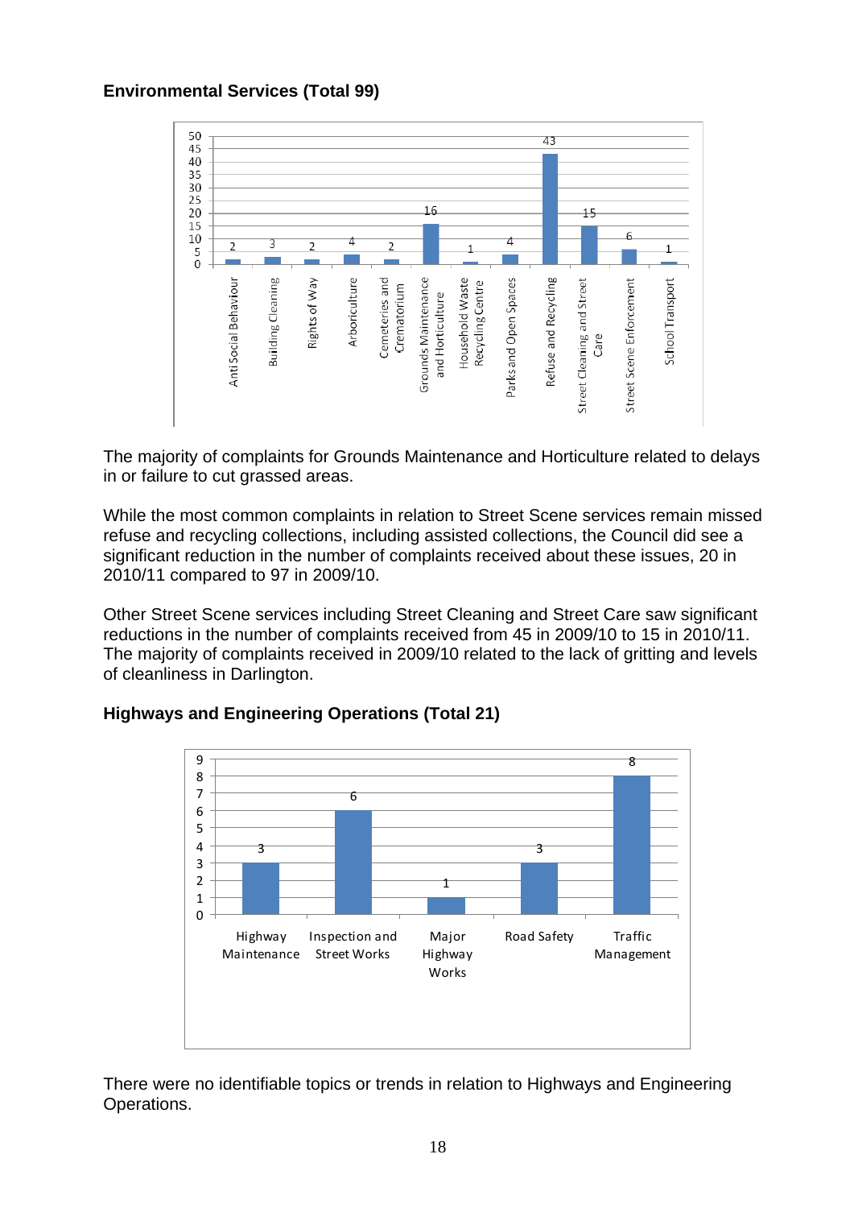**Environmental Services (Total 99)**

| Category | Complaints |
|---|---|
| Anti Social Behaviour | 2 |
| Building Cleaning | 3 |
| Rights of Way | 2 |
| Arboriculture | 4 |
| Cemeteries and Crematorium | 2 |
| Grounds Maintenance and Horticulture | 16 |
| Household Waste Recycling Centre | 1 |
| Parks and Open Spaces | 4 |
| Refuse and Recycling | 43 |
| Street Cleaning and Street Care | 15 |
| Street Scene Enforcement | 6 |
| School Transport | 1 |

The majority of complaints for Grounds Maintenance and Horticulture related to delays in or failure to cut grassed areas.

While the most common complaints in relation to Street Scene services remain missed refuse and recycling collections, including assisted collections, the Council did see a significant reduction in the number of complaints received about these issues, 20 in 2010/11 compared to 97 in 2009/10.

Other Street Scene services including Street Cleaning and Street Care saw significant reductions in the number of complaints received from 45 in 2009/10 to 15 in 2010/11. The majority of complaints received in 2009/10 related to the lack of gritting and levels of cleanliness in Darlington.

**Highways and Engineering Operations (Total 21)**

| Category | Complaints |
|---|---|
| Highway Maintenance | 3 |
| Inspection and Street Works | 6 |
| Major Highway Works | 1 |
| Road Safety | 3 |
| Traffic Management | 8 |

There were no identifiable topics or trends in relation to Highways and Engineering Operations.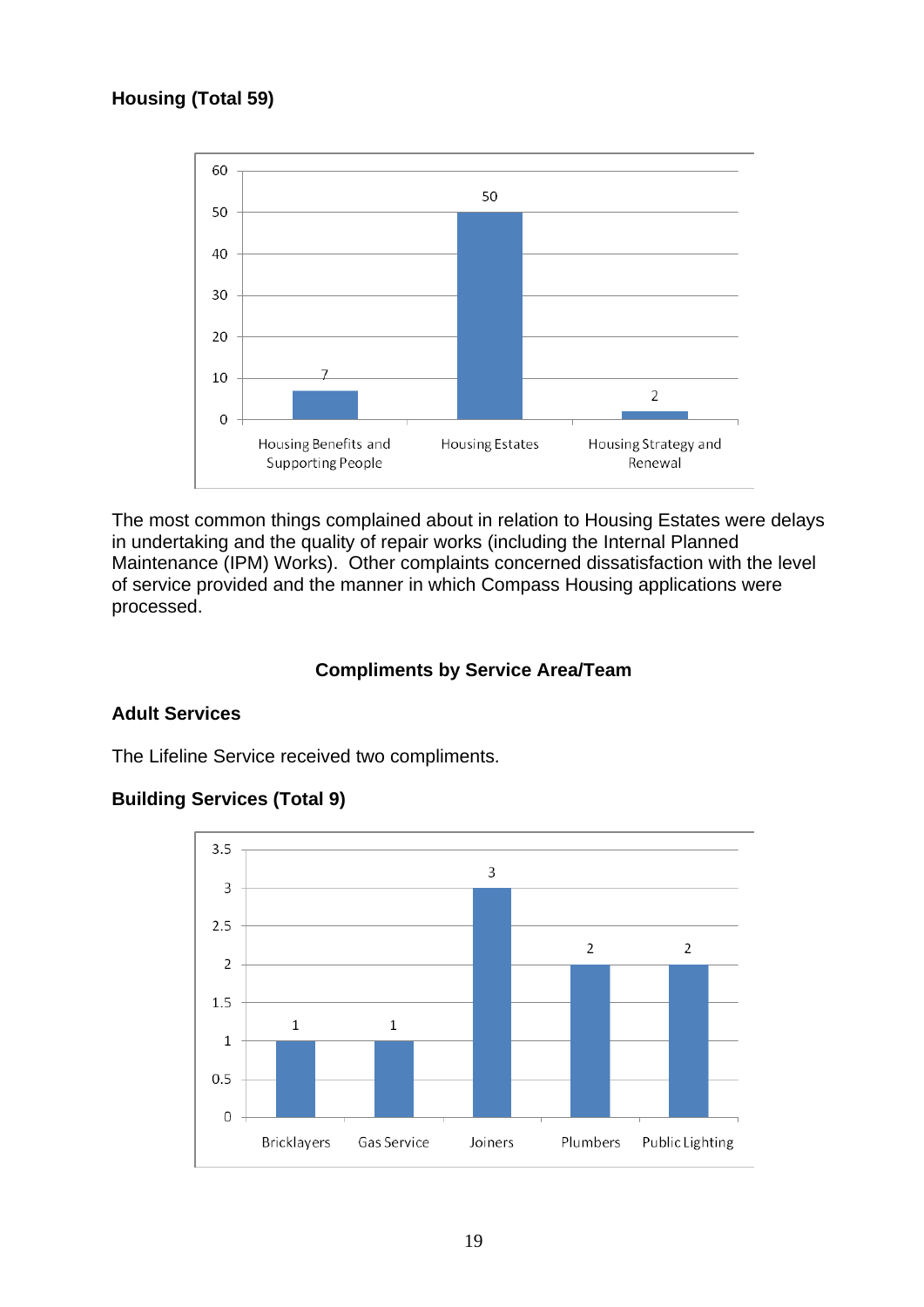**Housing (Total 59)**

| Service Area | Count |
|---|---|
| Housing Benefits and Supporting People | 7 |
| Housing Estates | 50 |
| Housing Strategy and Renewal | 2 |

The most common things complained about in relation to Housing Estates were delays in undertaking and the quality of repair works (including the Internal Planned Maintenance (IPM) Works). Other complaints concerned dissatisfaction with the level of service provided and the manner in which Compass Housing applications were processed.

## Compliments by Service Area/Team

**Adult Services**

The Lifeline Service received two compliments.

**Building Services (Total 9)**

| Service Area | Count |
|---|---|
| Bricklayers | 1 |
| Gas Service | 1 |
| Joiners | 3 |
| Plumbers | 2 |
| Public Lighting | 2 |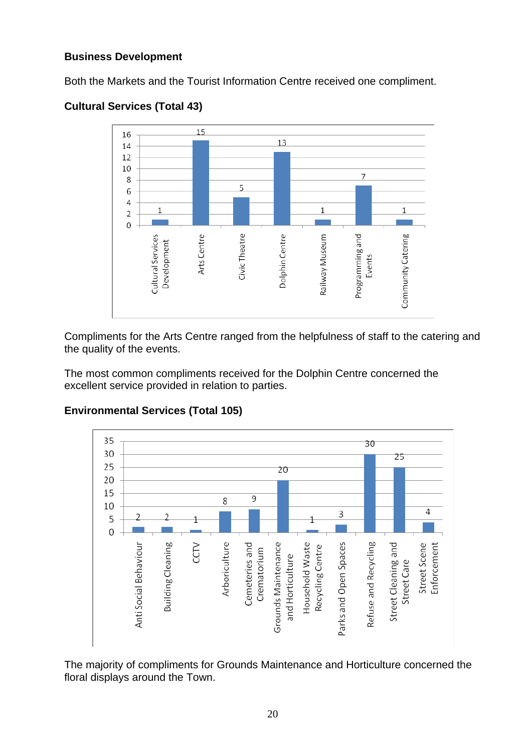**Business Development**

Both the Markets and the Tourist Information Centre received one compliment.

**Cultural Services (Total 43)**

| Service | Compliments |
|---|---|
| Cultural Services Development | 1 |
| Arts Centre | 15 |
| Civic Theatre | 5 |
| Dolphin Centre | 13 |
| Railway Museum | 1 |
| Programming and Events | 7 |
| Community Catering | 1 |

Compliments for the Arts Centre ranged from the helpfulness of staff to the catering and the quality of the events.

The most common compliments received for the Dolphin Centre concerned the excellent service provided in relation to parties.

**Environmental Services (Total 105)**

| Service | Compliments |
|---|---|
| Anti Social Behaviour | 2 |
| Building Cleaning | 2 |
| CCTV | 1 |
| Arboriculture | 8 |
| Cemeteries and Crematorium | 9 |
| Grounds Maintenance and Horticulture | 20 |
| Household Waste Recycling Centre | 1 |
| Parks and Open Spaces | 3 |
| Refuse and Recycling | 30 |
| Street Cleaning and Street Care | 25 |
| Street Scene Enforcement | 4 |

The majority of compliments for Grounds Maintenance and Horticulture concerned the floral displays around the Town.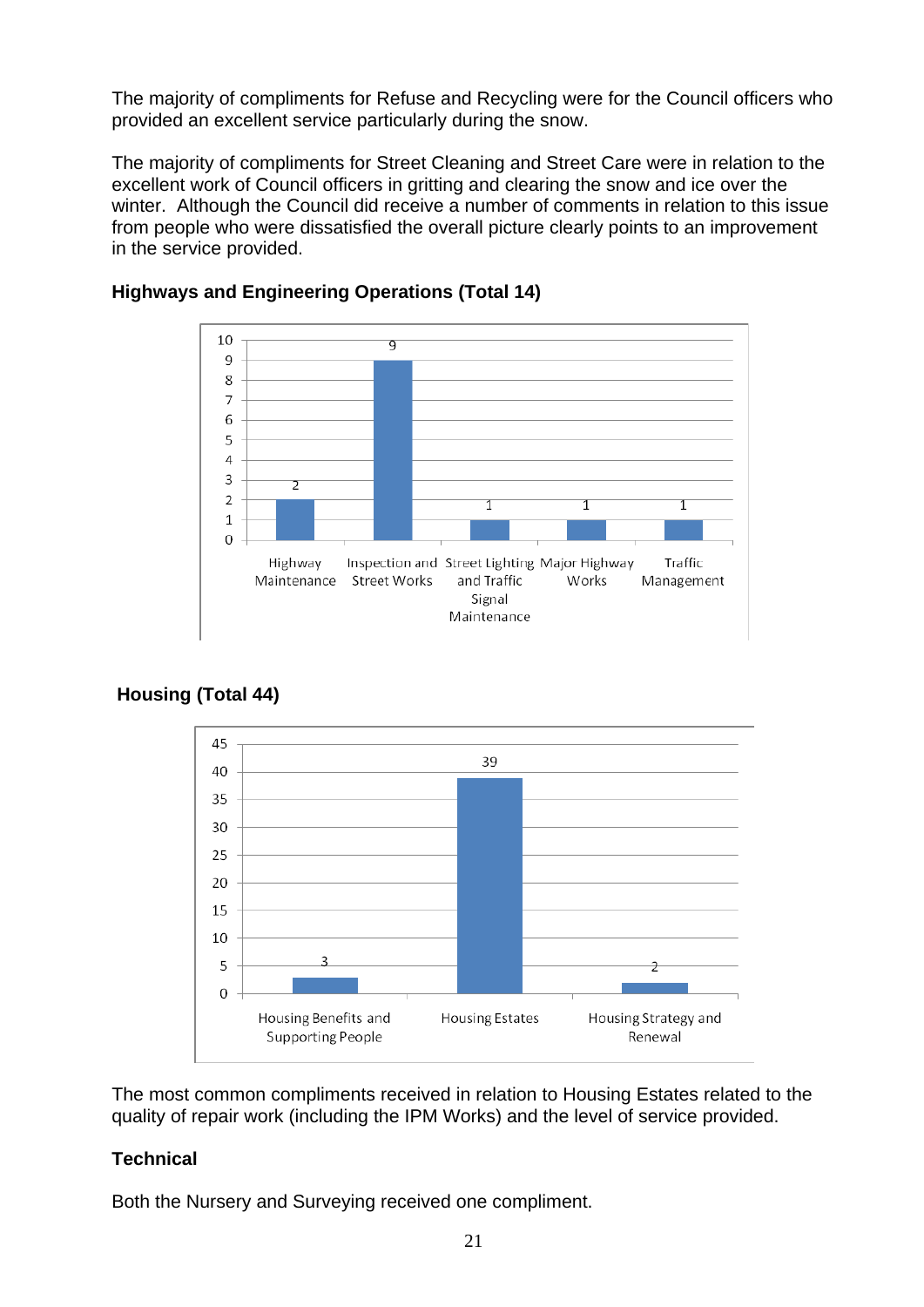The majority of compliments for Refuse and Recycling were for the Council officers who provided an excellent service particularly during the snow.

The majority of compliments for Street Cleaning and Street Care were in relation to the excellent work of Council officers in gritting and clearing the snow and ice over the winter. Although the Council did receive a number of comments in relation to this issue from people who were dissatisfied the overall picture clearly points to an improvement in the service provided.

**Highways and Engineering Operations (Total 14)**

| Service | Compliments |
|---|---|
| Highway Maintenance | 2 |
| Inspection and Street Works | 9 |
| Street Lighting and Traffic Signal Maintenance | 1 |
| Major Highway Works | 1 |
| Traffic Management | 1 |

**Housing (Total 44)**

| Service | Compliments |
|---|---|
| Housing Benefits and Supporting People | 3 |
| Housing Estates | 39 |
| Housing Strategy and Renewal | 2 |

The most common compliments received in relation to Housing Estates related to the quality of repair work (including the IPM Works) and the level of service provided.

**Technical**

Both the Nursery and Surveying received one compliment.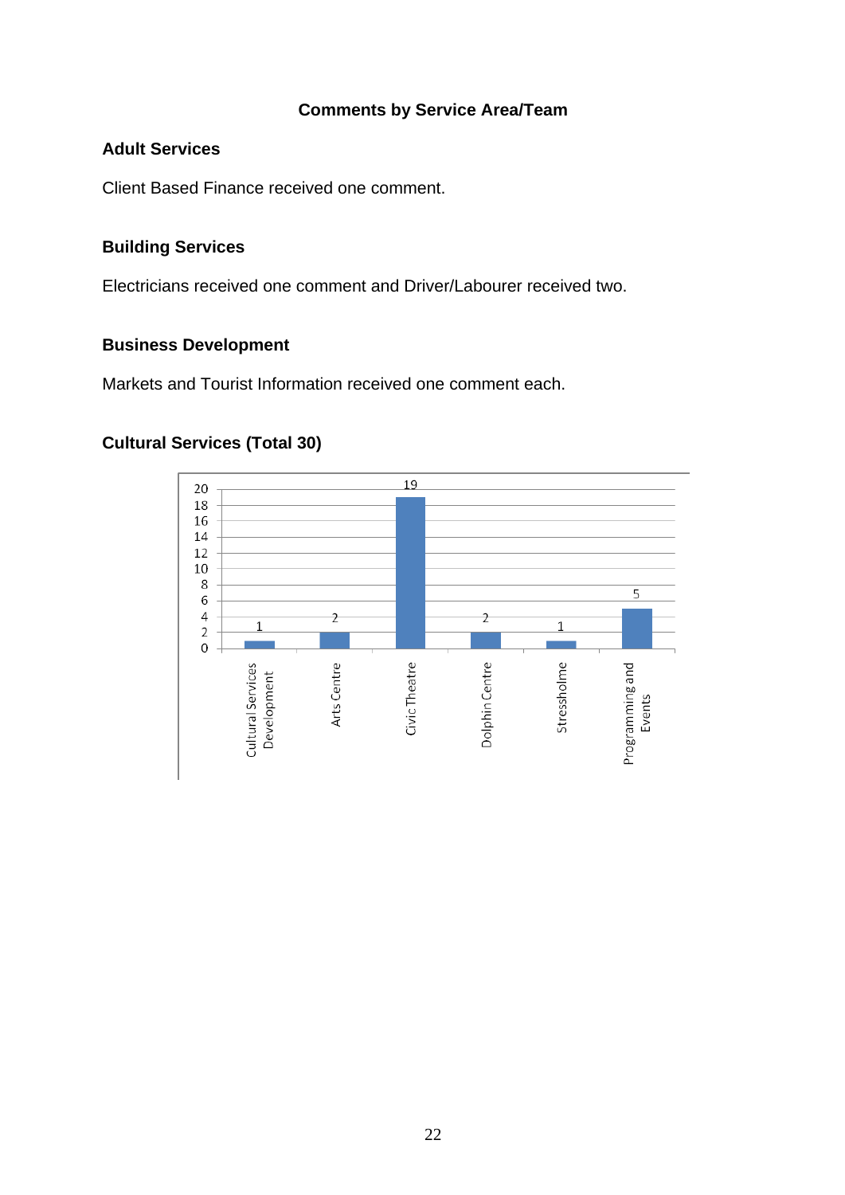## Comments by Service Area/Team

### Adult Services

Client Based Finance received one comment.

### Building Services

Electricians received one comment and Driver/Labourer received two.

### Business Development

Markets and Tourist Information received one comment each.

### Cultural Services (Total 30)

| Team | Comments |
|---|---|
| Cultural Services Development | 1 |
| Arts Centre | 2 |
| Civic Theatre | 19 |
| Dolphin Centre | 2 |
| Stressholme | 1 |
| Programming and Events | 5 |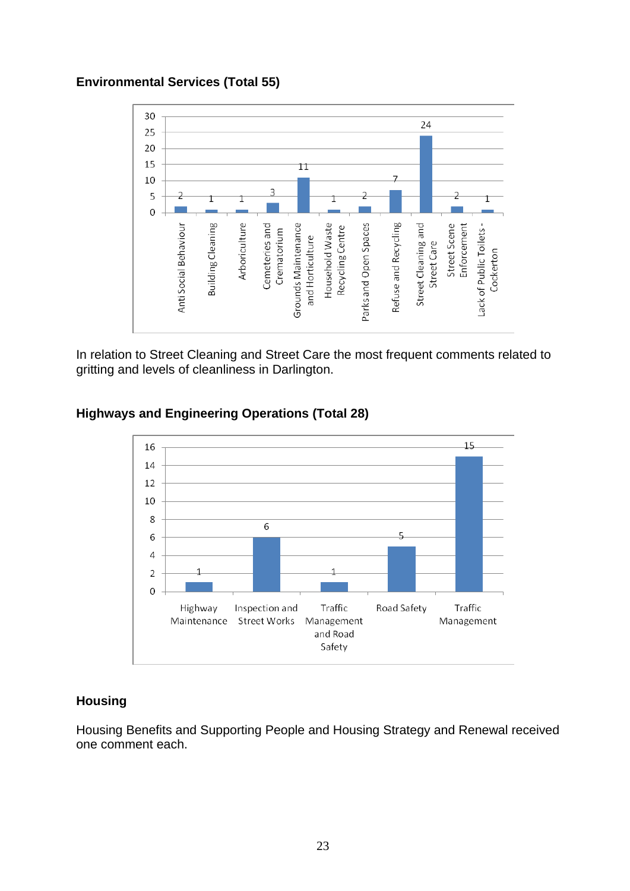**Environmental Services (Total 55)**

| Category | Count |
|---|---|
| Anti Social Behaviour | 2 |
| Building Cleaning | 1 |
| Arboriculture | 1 |
| Cemeteries and Crematorium | 3 |
| Grounds Maintenance and Horticulture | 11 |
| Household Waste Recycling Centre | 1 |
| Parks and Open Spaces | 2 |
| Refuse and Recycling | 7 |
| Street Cleaning and Street Care | 24 |
| Street Scene Enforcement | 2 |
| Lack of Public Toilets - Cockerton | 1 |

In relation to Street Cleaning and Street Care the most frequent comments related to gritting and levels of cleanliness in Darlington.

**Highways and Engineering Operations (Total 28)**

| Category | Count |
|---|---|
| Highway Maintenance | 1 |
| Inspection and Street Works | 6 |
| Traffic Management and Road Safety | 1 |
| Road Safety | 5 |
| Traffic Management | 15 |

**Housing**

Housing Benefits and Supporting People and Housing Strategy and Renewal received one comment each.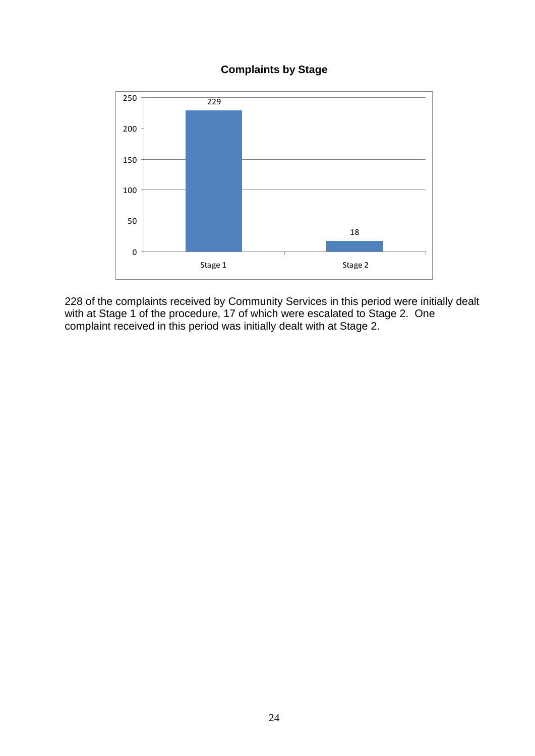**Complaints by Stage**

| Stage | Complaints |
|---|---|
| Stage 1 | 229 |
| Stage 2 | 18 |

228 of the complaints received by Community Services in this period were initially dealt with at Stage 1 of the procedure, 17 of which were escalated to Stage 2. One complaint received in this period was initially dealt with at Stage 2.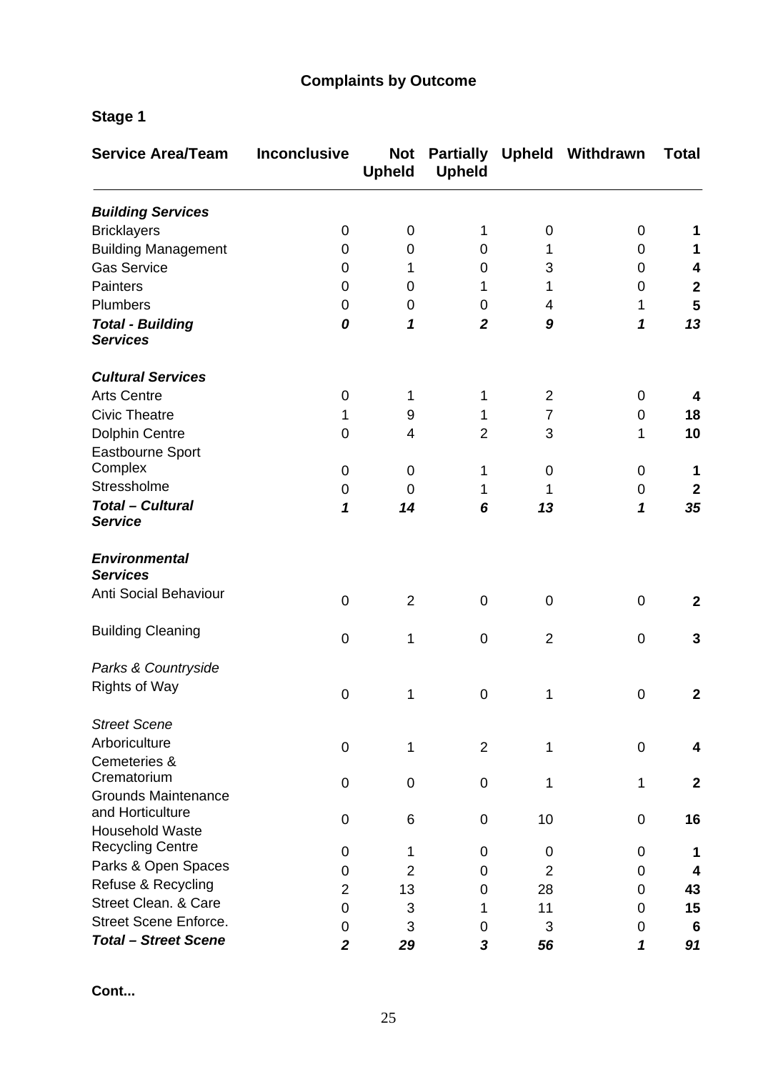## Complaints by Outcome

### Stage 1

| Service Area/Team | Inconclusive | Not Upheld | Partially Upheld | Upheld | Withdrawn | Total |
|---|---|---|---|---|---|---|
| ***Building Services*** | | | | | | |
| Bricklayers | 0 | 0 | 1 | 0 | 0 | **1** |
| Building Management | 0 | 0 | 0 | 1 | 0 | **1** |
| Gas Service | 0 | 1 | 0 | 3 | 0 | **4** |
| Painters | 0 | 0 | 1 | 1 | 0 | **2** |
| Plumbers | 0 | 0 | 0 | 4 | 1 | **5** |
| ***Total - Building Services*** | ***0*** | ***1*** | ***2*** | ***9*** | ***1*** | ***13*** |
| ***Cultural Services*** | | | | | | |
| Arts Centre | 0 | 1 | 1 | 2 | 0 | **4** |
| Civic Theatre | 1 | 9 | 1 | 7 | 0 | **18** |
| Dolphin Centre | 0 | 4 | 2 | 3 | 1 | **10** |
| Eastbourne Sport Complex | 0 | 0 | 1 | 0 | 0 | **1** |
| Stressholme | 0 | 0 | 1 | 1 | 0 | **2** |
| ***Total – Cultural Service*** | ***1*** | ***14*** | ***6*** | ***13*** | ***1*** | ***35*** |
| ***Environmental Services*** | | | | | | |
| Anti Social Behaviour | 0 | 2 | 0 | 0 | 0 | **2** |
| Building Cleaning | 0 | 1 | 0 | 2 | 0 | **3** |
| *Parks & Countryside* | | | | | | |
| Rights of Way | 0 | 1 | 0 | 1 | 0 | **2** |
| *Street Scene* | | | | | | |
| Arboriculture | 0 | 1 | 2 | 1 | 0 | **4** |
| Cemeteries & Crematorium | 0 | 0 | 0 | 1 | 1 | **2** |
| Grounds Maintenance and Horticulture | 0 | 6 | 0 | 10 | 0 | **16** |
| Household Waste Recycling Centre | 0 | 1 | 0 | 0 | 0 | **1** |
| Parks & Open Spaces | 0 | 2 | 0 | 2 | 0 | **4** |
| Refuse & Recycling | 2 | 13 | 0 | 28 | 0 | **43** |
| Street Clean. & Care | 0 | 3 | 1 | 11 | 0 | **15** |
| Street Scene Enforce. | 0 | 3 | 0 | 3 | 0 | **6** |
| ***Total – Street Scene*** | ***2*** | ***29*** | ***3*** | ***56*** | ***1*** | ***91*** |

**Cont...**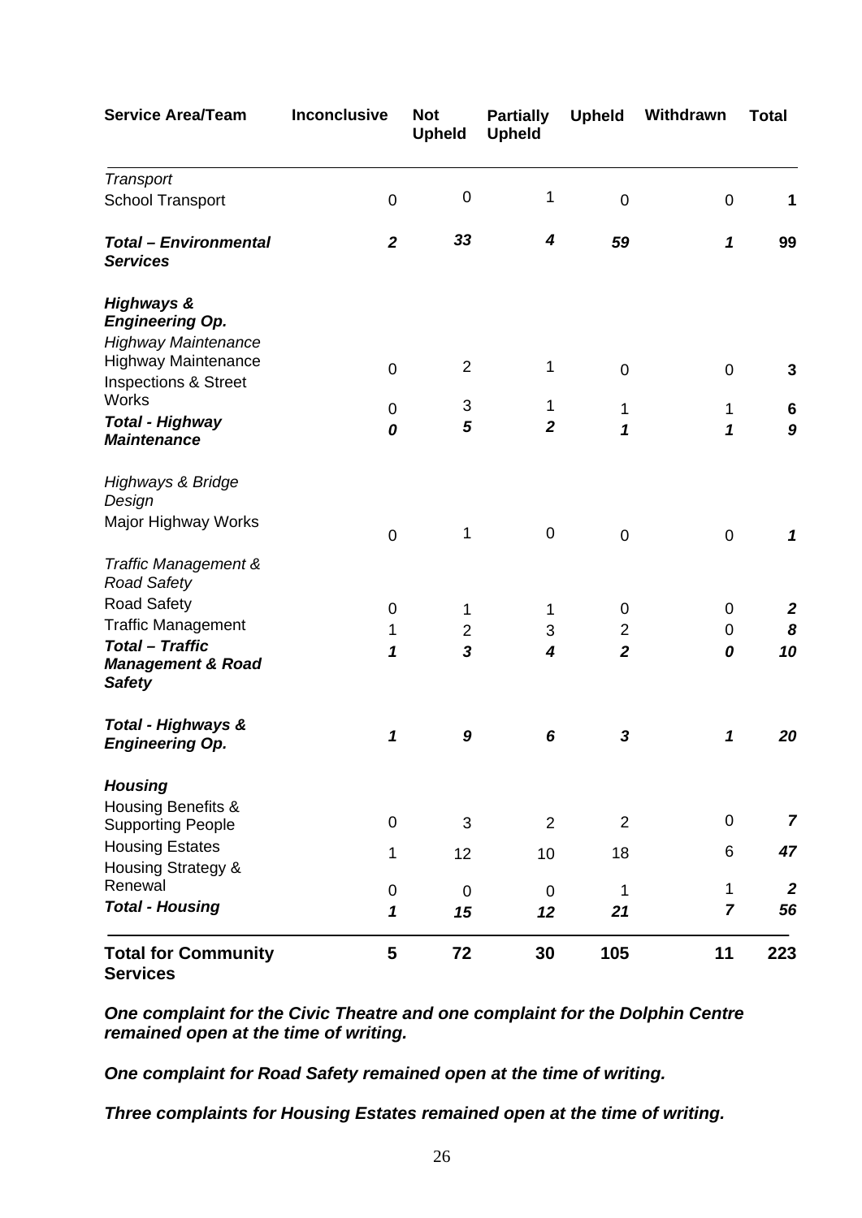| Service Area/Team | Inconclusive | Not Upheld | Partially Upheld | Upheld | Withdrawn | Total |
|---|---|---|---|---|---|---|
| *Transport* | | | | | | |
| School Transport | 0 | 0 | 1 | 0 | 0 | **1** |
| ***Total – Environmental Services*** | ***2*** | ***33*** | ***4*** | ***59*** | ***1*** | **99** |
| ***Highways & Engineering Op.*** | | | | | | |
| *Highway Maintenance* | | | | | | |
| Highway Maintenance | 0 | 2 | 1 | 0 | 0 | **3** |
| Inspections & Street Works | 0 | 3 | 1 | 1 | 1 | **6** |
| ***Total - Highway Maintenance*** | ***0*** | ***5*** | ***2*** | ***1*** | ***1*** | ***9*** |
| *Highways & Bridge Design* | | | | | | |
| Major Highway Works | 0 | 1 | 0 | 0 | 0 | ***1*** |
| *Traffic Management & Road Safety* | | | | | | |
| Road Safety | 0 | 1 | 1 | 0 | 0 | ***2*** |
| Traffic Management | 1 | 2 | 3 | 2 | 0 | ***8*** |
| ***Total – Traffic Management & Road Safety*** | ***1*** | ***3*** | ***4*** | ***2*** | ***0*** | ***10*** |
| ***Total - Highways & Engineering Op.*** | ***1*** | ***9*** | ***6*** | ***3*** | ***1*** | ***20*** |
| ***Housing*** | | | | | | |
| Housing Benefits & Supporting People | 0 | 3 | 2 | 2 | 0 | ***7*** |
| Housing Estates | 1 | 12 | 10 | 18 | 6 | ***47*** |
| Housing Strategy & Renewal | 0 | 0 | 0 | 1 | 1 | ***2*** |
| ***Total - Housing*** | ***1*** | ***15*** | ***12*** | ***21*** | ***7*** | ***56*** |
| **Total for Community Services** | **5** | **72** | **30** | **105** | **11** | **223** |

***One complaint for the Civic Theatre and one complaint for the Dolphin Centre remained open at the time of writing.***

***One complaint for Road Safety remained open at the time of writing.***

***Three complaints for Housing Estates remained open at the time of writing.***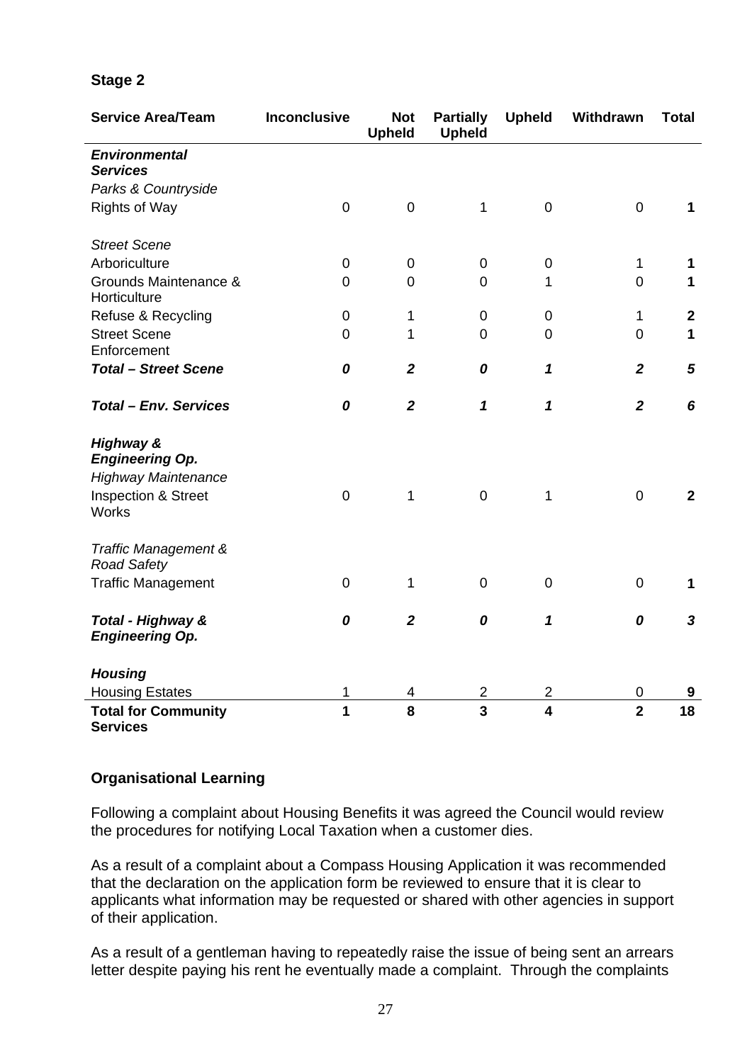## Stage 2

| Service Area/Team | Inconclusive | Not Upheld | Partially Upheld | Upheld | Withdrawn | Total |
|---|---|---|---|---|---|---|
| ***Environmental Services*** | | | | | | |
| *Parks & Countryside* | | | | | | |
| Rights of Way | 0 | 0 | 1 | 0 | 0 | **1** |
| *Street Scene* | | | | | | |
| Arboriculture | 0 | 0 | 0 | 0 | 1 | **1** |
| Grounds Maintenance & Horticulture | 0 | 0 | 0 | 1 | 0 | **1** |
| Refuse & Recycling | 0 | 1 | 0 | 0 | 1 | **2** |
| Street Scene Enforcement | 0 | 1 | 0 | 0 | 0 | **1** |
| ***Total – Street Scene*** | ***0*** | ***2*** | ***0*** | ***1*** | ***2*** | ***5*** |
| ***Total – Env. Services*** | ***0*** | ***2*** | ***1*** | ***1*** | ***2*** | ***6*** |
| ***Highway & Engineering Op.*** | | | | | | |
| *Highway Maintenance* | | | | | | |
| Inspection & Street Works | 0 | 1 | 0 | 1 | 0 | **2** |
| *Traffic Management & Road Safety* | | | | | | |
| Traffic Management | 0 | 1 | 0 | 0 | 0 | **1** |
| ***Total - Highway & Engineering Op.*** | ***0*** | ***2*** | ***0*** | ***1*** | ***0*** | ***3*** |
| ***Housing*** | | | | | | |
| Housing Estates | 1 | 4 | 2 | 2 | 0 | **9** |
| **Total for Community Services** | **1** | **8** | **3** | **4** | **2** | **18** |

## Organisational Learning

Following a complaint about Housing Benefits it was agreed the Council would review the procedures for notifying Local Taxation when a customer dies.

As a result of a complaint about a Compass Housing Application it was recommended that the declaration on the application form be reviewed to ensure that it is clear to applicants what information may be requested or shared with other agencies in support of their application.

As a result of a gentleman having to repeatedly raise the issue of being sent an arrears letter despite paying his rent he eventually made a complaint. Through the complaints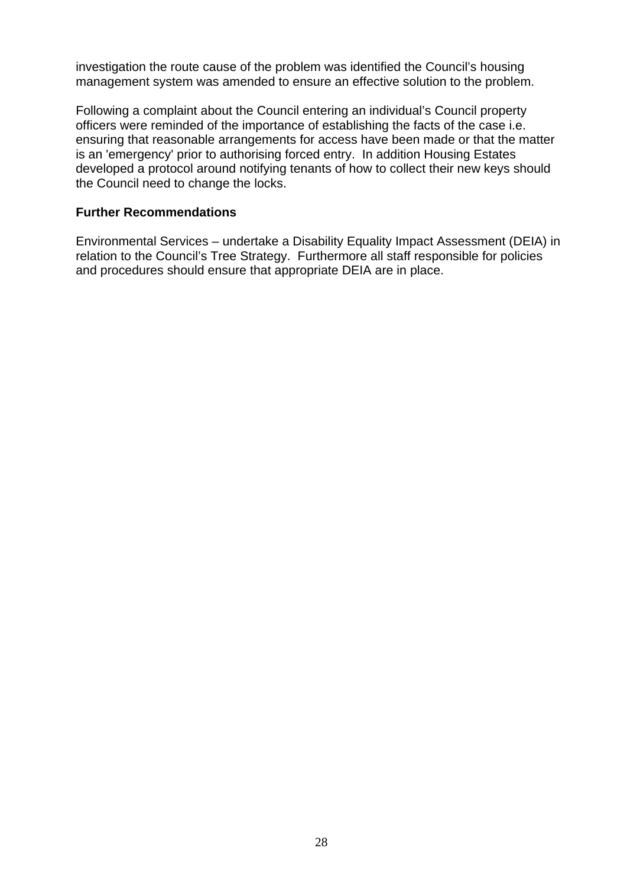investigation the route cause of the problem was identified the Council's housing management system was amended to ensure an effective solution to the problem.

Following a complaint about the Council entering an individual's Council property officers were reminded of the importance of establishing the facts of the case i.e. ensuring that reasonable arrangements for access have been made or that the matter is an 'emergency' prior to authorising forced entry. In addition Housing Estates developed a protocol around notifying tenants of how to collect their new keys should the Council need to change the locks.

**Further Recommendations**

Environmental Services – undertake a Disability Equality Impact Assessment (DEIA) in relation to the Council's Tree Strategy. Furthermore all staff responsible for policies and procedures should ensure that appropriate DEIA are in place.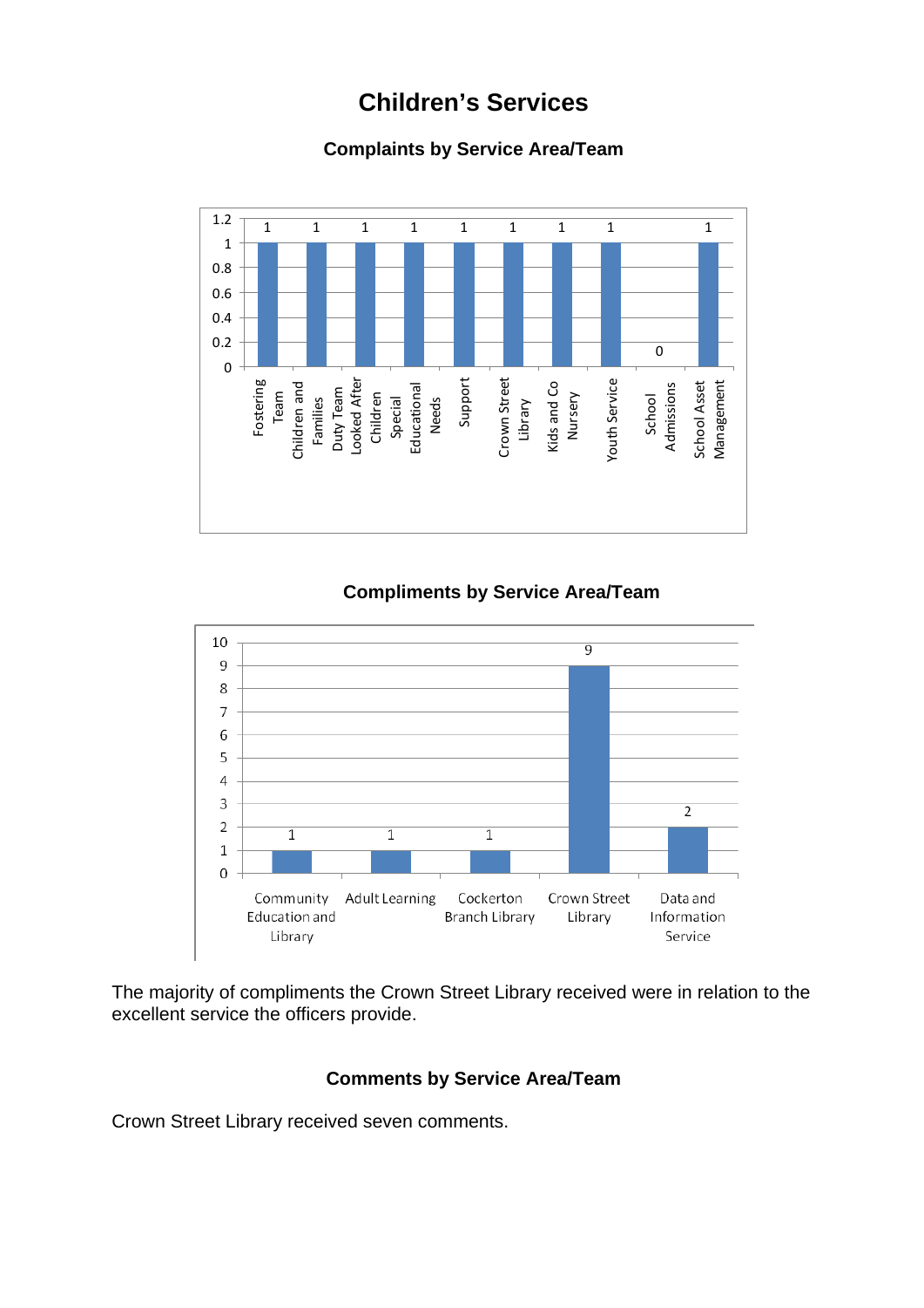# Children's Services

## Complaints by Service Area/Team

| Service Area/Team | Complaints |
|---|---|
| Fostering Team | 1 |
| Children and Families Duty Team | 1 |
| Looked After Children | 1 |
| Special Educational Needs | 1 |
| Support | 1 |
| Crown Street Library | 1 |
| Kids and Co Nursery | 1 |
| Youth Service | 1 |
| School Admissions | 0 |
| School Asset Management | 1 |

## Compliments by Service Area/Team

| Service Area/Team | Compliments |
|---|---|
| Community Education and Library | 1 |
| Adult Learning | 1 |
| Cockerton Branch Library | 1 |
| Crown Street Library | 9 |
| Data and Information Service | 2 |

The majority of compliments the Crown Street Library received were in relation to the excellent service the officers provide.

## Comments by Service Area/Team

Crown Street Library received seven comments.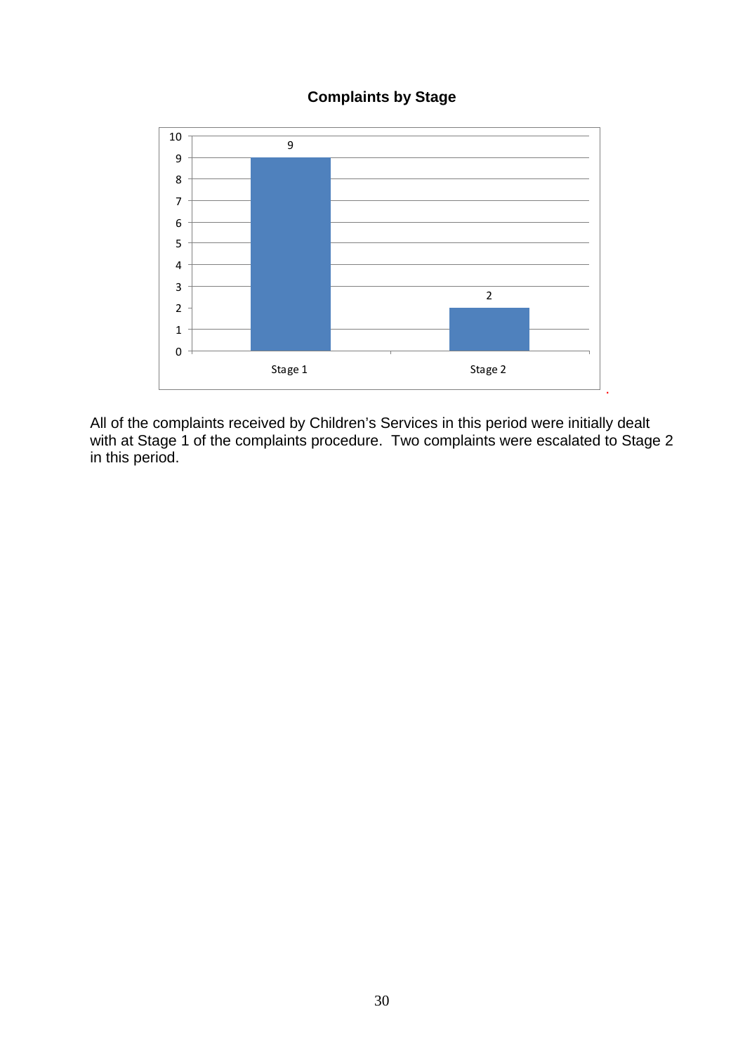**Complaints by Stage**

| Stage | Complaints |
| --- | --- |
| Stage 1 | 9 |
| Stage 2 | 2 |

All of the complaints received by Children's Services in this period were initially dealt with at Stage 1 of the complaints procedure. Two complaints were escalated to Stage 2 in this period.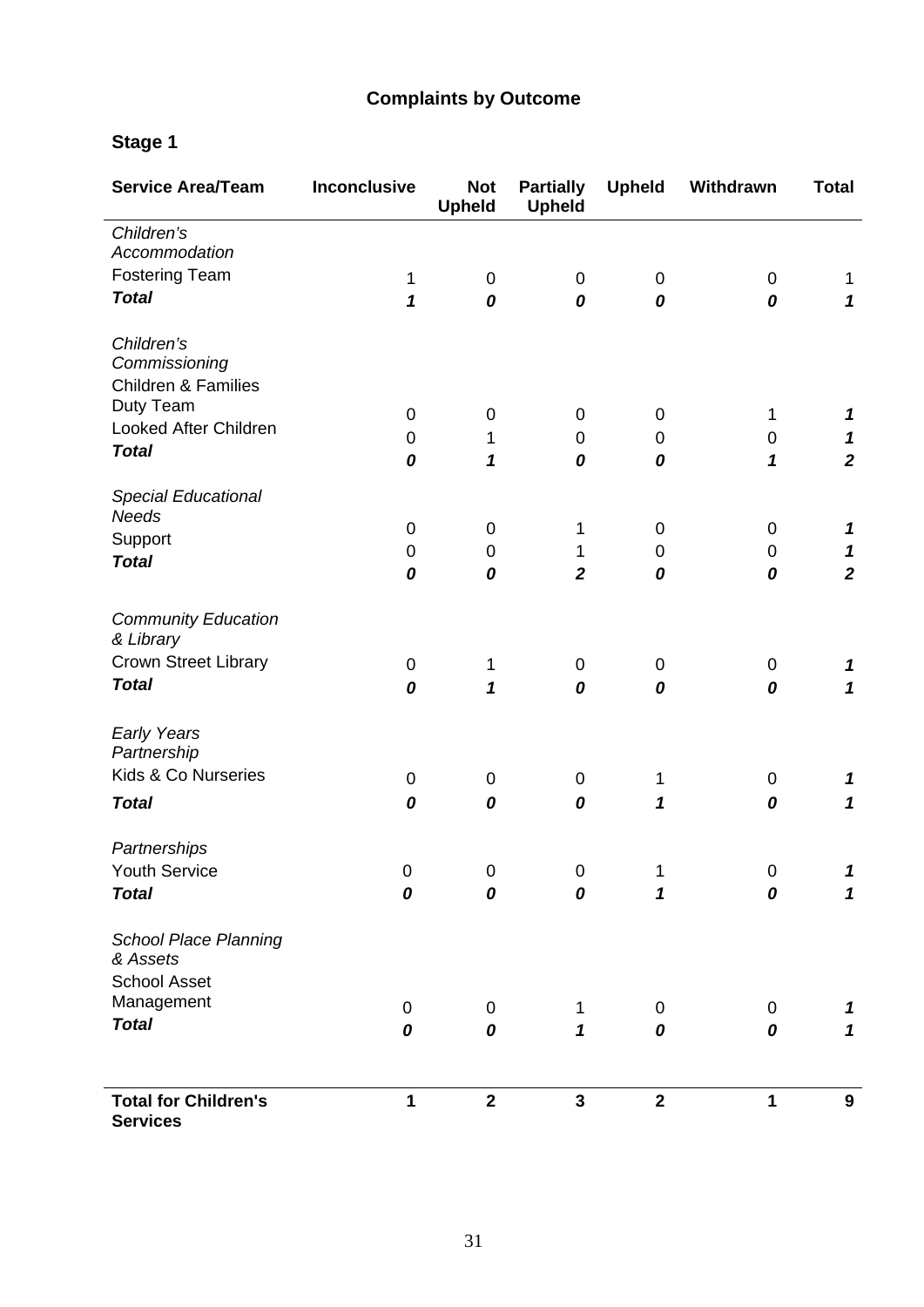# Complaints by Outcome

## Stage 1

| Service Area/Team | Inconclusive | Not Upheld | Partially Upheld | Upheld | Withdrawn | Total |
|---|---|---|---|---|---|---|
| *Children's Accommodation* | | | | | | |
| Fostering Team | 1 | 0 | 0 | 0 | 0 | 1 |
| ***Total*** | ***1*** | ***0*** | ***0*** | ***0*** | ***0*** | ***1*** |
| *Children's Commissioning* | | | | | | |
| Children & Families Duty Team | 0 | 0 | 0 | 0 | 1 | *1* |
| Looked After Children | 0 | 1 | 0 | 0 | 0 | *1* |
| ***Total*** | ***0*** | ***1*** | ***0*** | ***0*** | ***1*** | ***2*** |
| *Special Educational Needs* | 0 | 0 | 1 | 0 | 0 | *1* |
| Support | 0 | 0 | 1 | 0 | 0 | *1* |
| ***Total*** | ***0*** | ***0*** | ***2*** | ***0*** | ***0*** | ***2*** |
| *Community Education & Library* | | | | | | |
| Crown Street Library | 0 | 1 | 0 | 0 | 0 | *1* |
| ***Total*** | ***0*** | ***1*** | ***0*** | ***0*** | ***0*** | ***1*** |
| *Early Years Partnership* | | | | | | |
| Kids & Co Nurseries | 0 | 0 | 0 | 1 | 0 | *1* |
| ***Total*** | ***0*** | ***0*** | ***0*** | ***1*** | ***0*** | ***1*** |
| *Partnerships* | | | | | | |
| Youth Service | 0 | 0 | 0 | 1 | 0 | *1* |
| ***Total*** | ***0*** | ***0*** | ***0*** | ***1*** | ***0*** | ***1*** |
| *School Place Planning & Assets* | | | | | | |
| School Asset Management | 0 | 0 | 1 | 0 | 0 | *1* |
| ***Total*** | ***0*** | ***0*** | ***1*** | ***0*** | ***0*** | ***1*** |
| **Total for Children's Services** | **1** | **2** | **3** | **2** | **1** | **9** |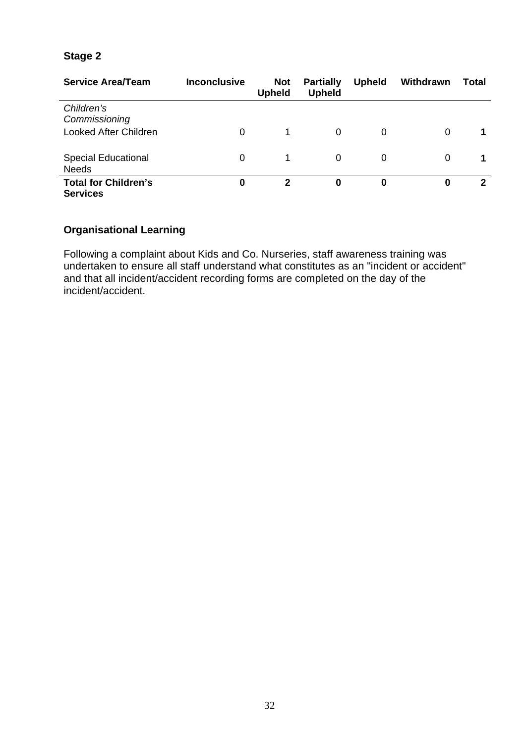**Stage 2**

| Service Area/Team | Inconclusive | Not Upheld | Partially Upheld | Upheld | Withdrawn | Total |
|---|---|---|---|---|---|---|
| *Children's Commissioning* | | | | | | |
| Looked After Children | 0 | 1 | 0 | 0 | 0 | **1** |
| Special Educational Needs | 0 | 1 | 0 | 0 | 0 | **1** |
| **Total for Children's Services** | **0** | **2** | **0** | **0** | **0** | **2** |

**Organisational Learning**

Following a complaint about Kids and Co. Nurseries, staff awareness training was undertaken to ensure all staff understand what constitutes as an "incident or accident" and that all incident/accident recording forms are completed on the day of the incident/accident.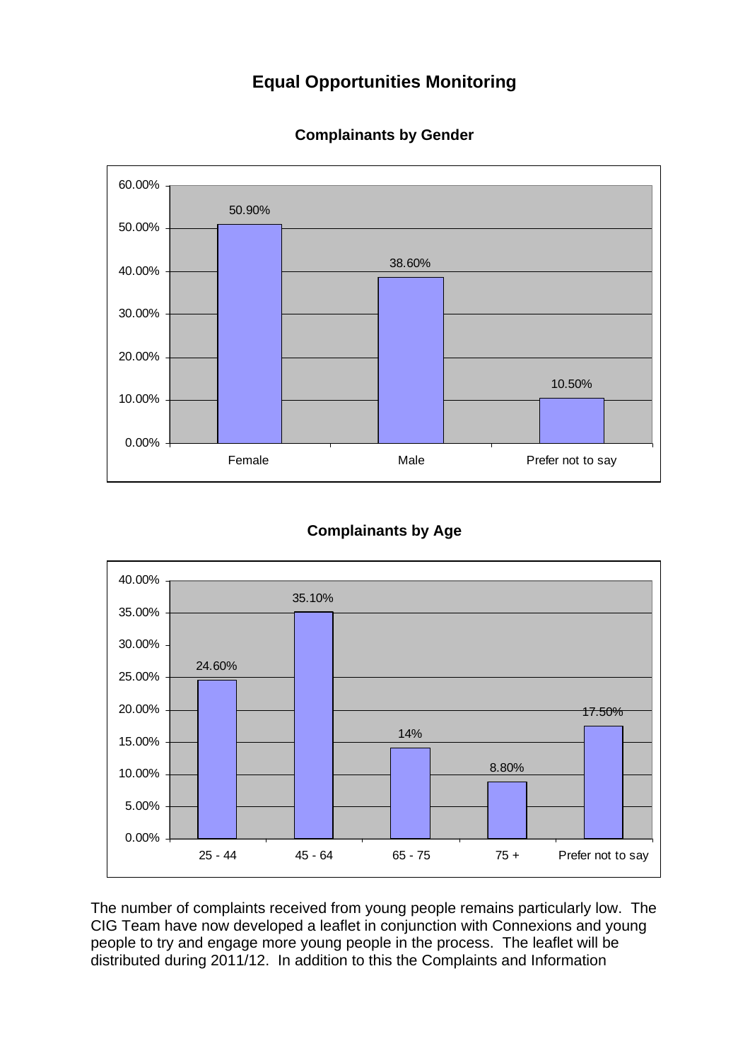# Equal Opportunities Monitoring

### Complainants by Gender

| Gender | Percentage |
|---|---|
| Female | 50.90% |
| Male | 38.60% |
| Prefer not to say | 10.50% |

### Complainants by Age

| Age | Percentage |
|---|---|
| 25 - 44 | 24.60% |
| 45 - 64 | 35.10% |
| 65 - 75 | 14% |
| 75 + | 8.80% |
| Prefer not to say | 17.50% |

The number of complaints received from young people remains particularly low. The CIG Team have now developed a leaflet in conjunction with Connexions and young people to try and engage more young people in the process. The leaflet will be distributed during 2011/12. In addition to this the Complaints and Information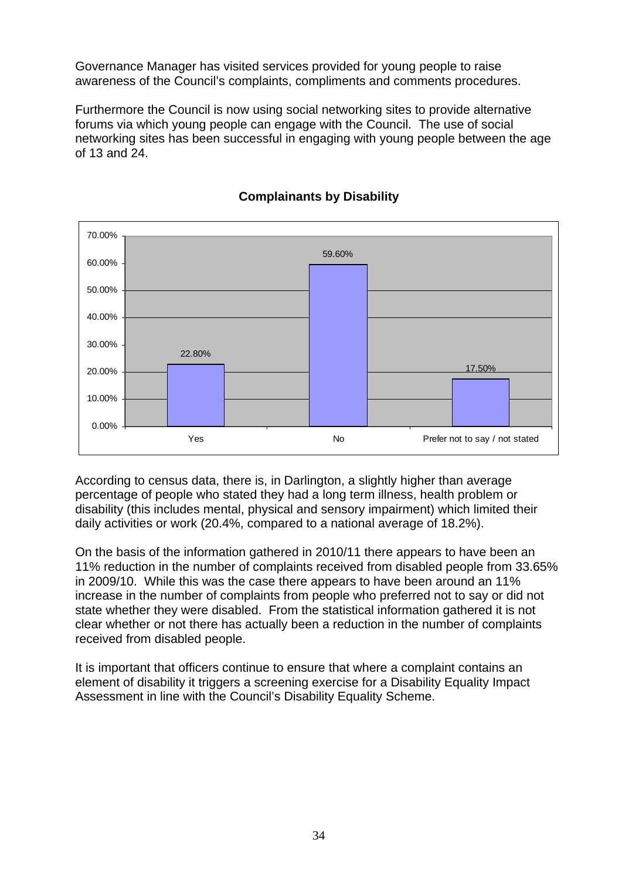Governance Manager has visited services provided for young people to raise awareness of the Council's complaints, compliments and comments procedures.

Furthermore the Council is now using social networking sites to provide alternative forums via which young people can engage with the Council. The use of social networking sites has been successful in engaging with young people between the age of 13 and 24.

**Complainants by Disability**

| Disability | Percentage |
|---|---|
| Yes | 22.80% |
| No | 59.60% |
| Prefer not to say / not stated | 17.50% |

According to census data, there is, in Darlington, a slightly higher than average percentage of people who stated they had a long term illness, health problem or disability (this includes mental, physical and sensory impairment) which limited their daily activities or work (20.4%, compared to a national average of 18.2%).

On the basis of the information gathered in 2010/11 there appears to have been an 11% reduction in the number of complaints received from disabled people from 33.65% in 2009/10. While this was the case there appears to have been around an 11% increase in the number of complaints from people who preferred not to say or did not state whether they were disabled. From the statistical information gathered it is not clear whether or not there has actually been a reduction in the number of complaints received from disabled people.

It is important that officers continue to ensure that where a complaint contains an element of disability it triggers a screening exercise for a Disability Equality Impact Assessment in line with the Council's Disability Equality Scheme.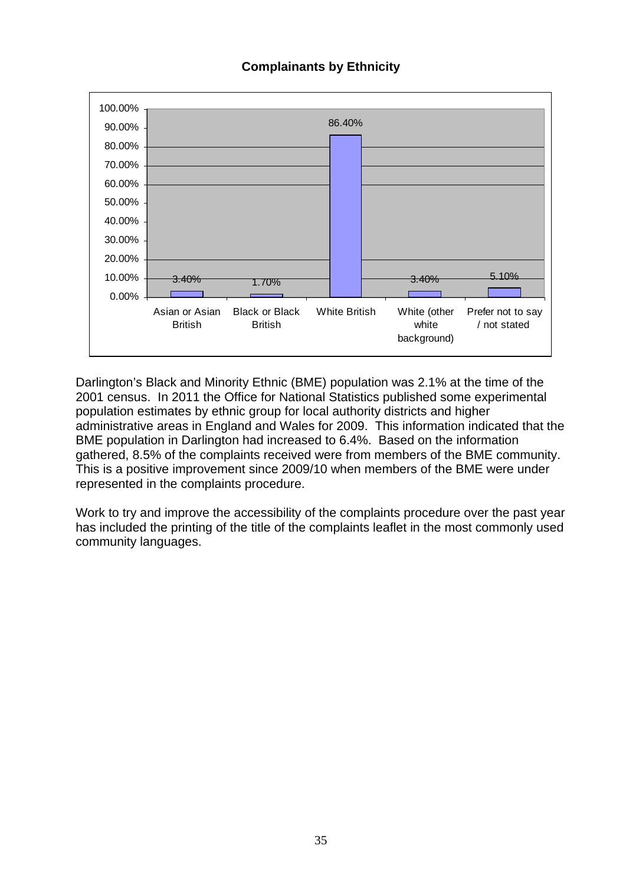**Complainants by Ethnicity**

| Ethnicity | Percentage |
|---|---|
| Asian or Asian British | 3.40% |
| Black or Black British | 1.70% |
| White British | 86.40% |
| White (other white background) | 3.40% |
| Prefer not to say / not stated | 5.10% |

Darlington's Black and Minority Ethnic (BME) population was 2.1% at the time of the 2001 census. In 2011 the Office for National Statistics published some experimental population estimates by ethnic group for local authority districts and higher administrative areas in England and Wales for 2009. This information indicated that the BME population in Darlington had increased to 6.4%. Based on the information gathered, 8.5% of the complaints received were from members of the BME community. This is a positive improvement since 2009/10 when members of the BME were under represented in the complaints procedure.

Work to try and improve the accessibility of the complaints procedure over the past year has included the printing of the title of the complaints leaflet in the most commonly used community languages.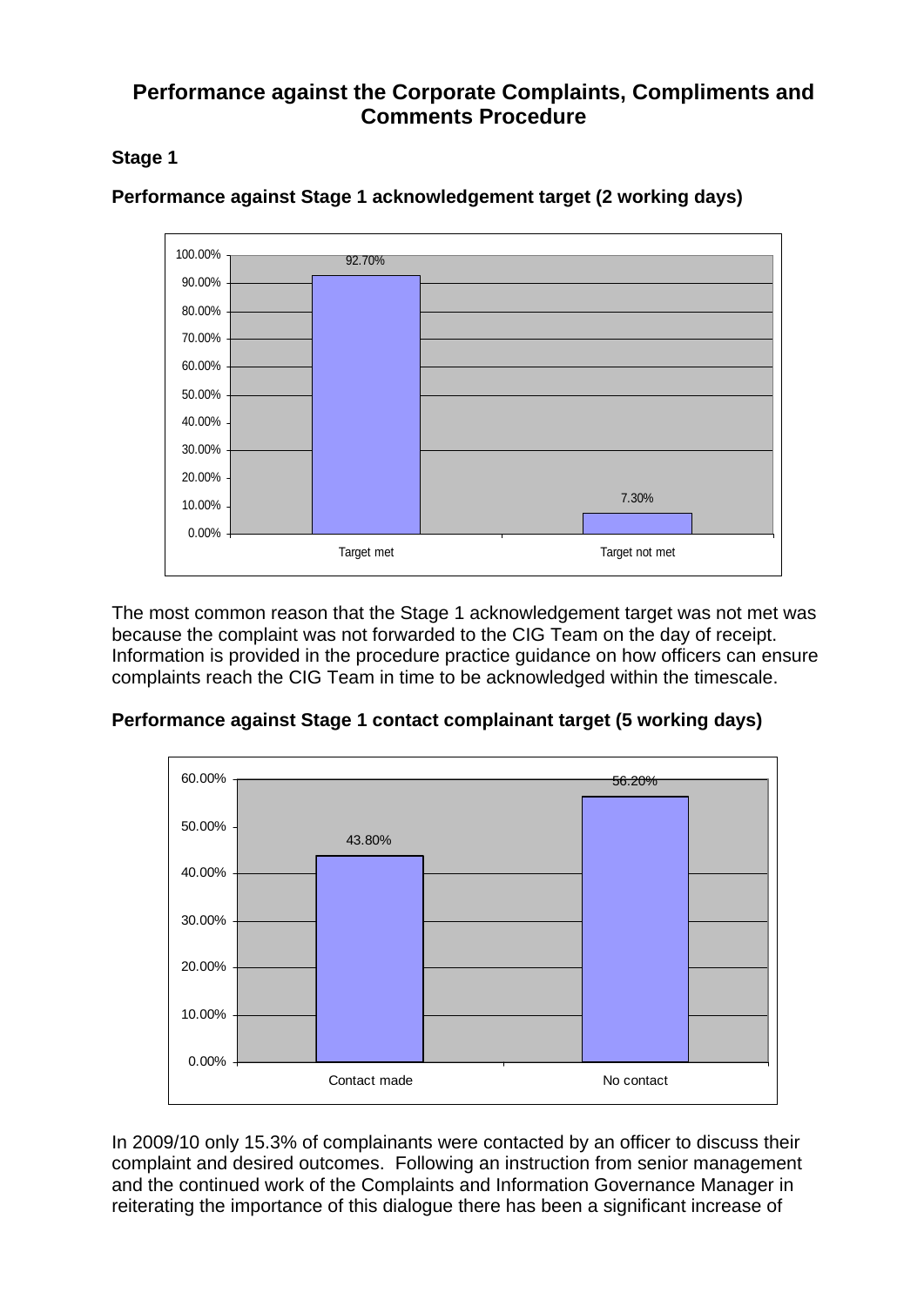# Performance against the Corporate Complaints, Compliments and Comments Procedure

## Stage 1

### Performance against Stage 1 acknowledgement target (2 working days)

| | Percentage |
|---|---|
| Target met | 92.70% |
| Target not met | 7.30% |

The most common reason that the Stage 1 acknowledgement target was not met was because the complaint was not forwarded to the CIG Team on the day of receipt. Information is provided in the procedure practice guidance on how officers can ensure complaints reach the CIG Team in time to be acknowledged within the timescale.

### Performance against Stage 1 contact complainant target (5 working days)

| | Percentage |
|---|---|
| Contact made | 43.80% |
| No contact | 56.20% |

In 2009/10 only 15.3% of complainants were contacted by an officer to discuss their complaint and desired outcomes. Following an instruction from senior management and the continued work of the Complaints and Information Governance Manager in reiterating the importance of this dialogue there has been a significant increase of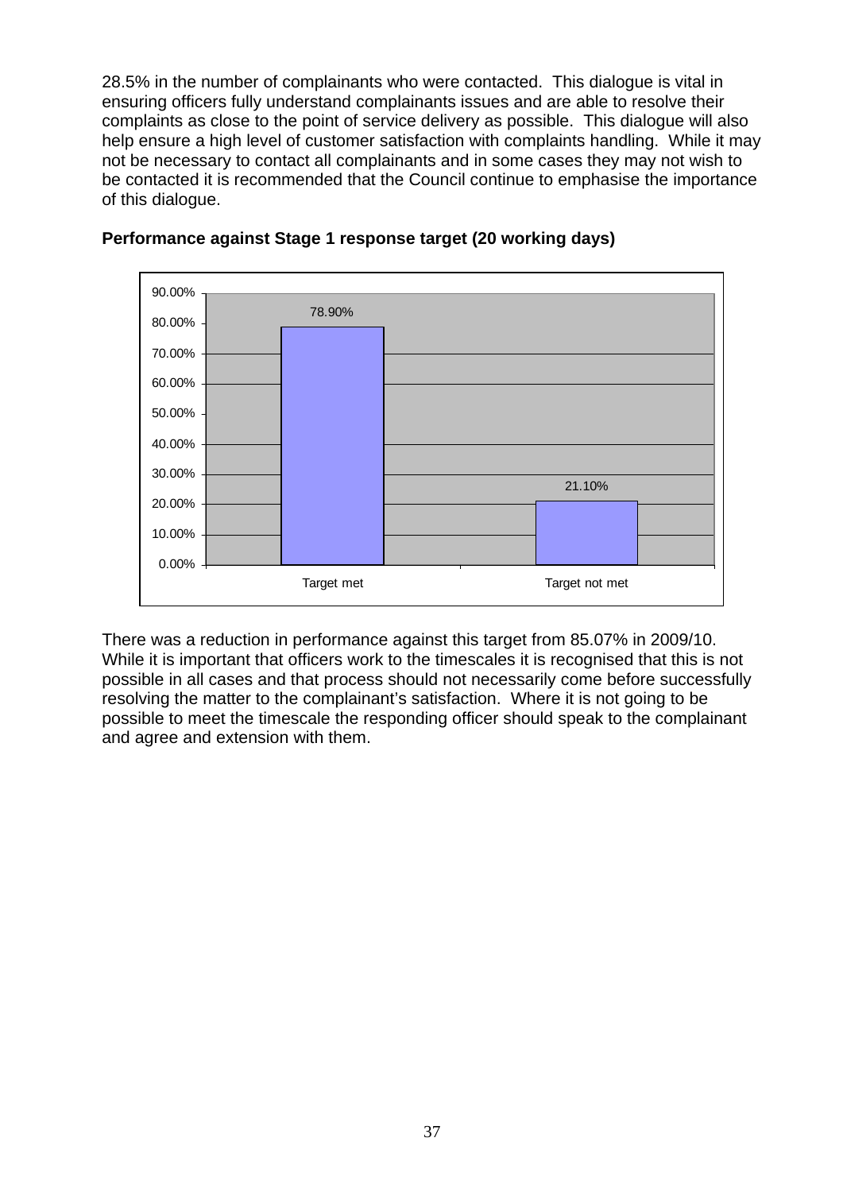28.5% in the number of complainants who were contacted. This dialogue is vital in ensuring officers fully understand complainants issues and are able to resolve their complaints as close to the point of service delivery as possible. This dialogue will also help ensure a high level of customer satisfaction with complaints handling. While it may not be necessary to contact all complainants and in some cases they may not wish to be contacted it is recommended that the Council continue to emphasise the importance of this dialogue.

**Performance against Stage 1 response target (20 working days)**

| | Target met | Target not met |
|---|---|---|
| Percentage | 78.90% | 21.10% |

There was a reduction in performance against this target from 85.07% in 2009/10. While it is important that officers work to the timescales it is recognised that this is not possible in all cases and that process should not necessarily come before successfully resolving the matter to the complainant's satisfaction. Where it is not going to be possible to meet the timescale the responding officer should speak to the complainant and agree and extension with them.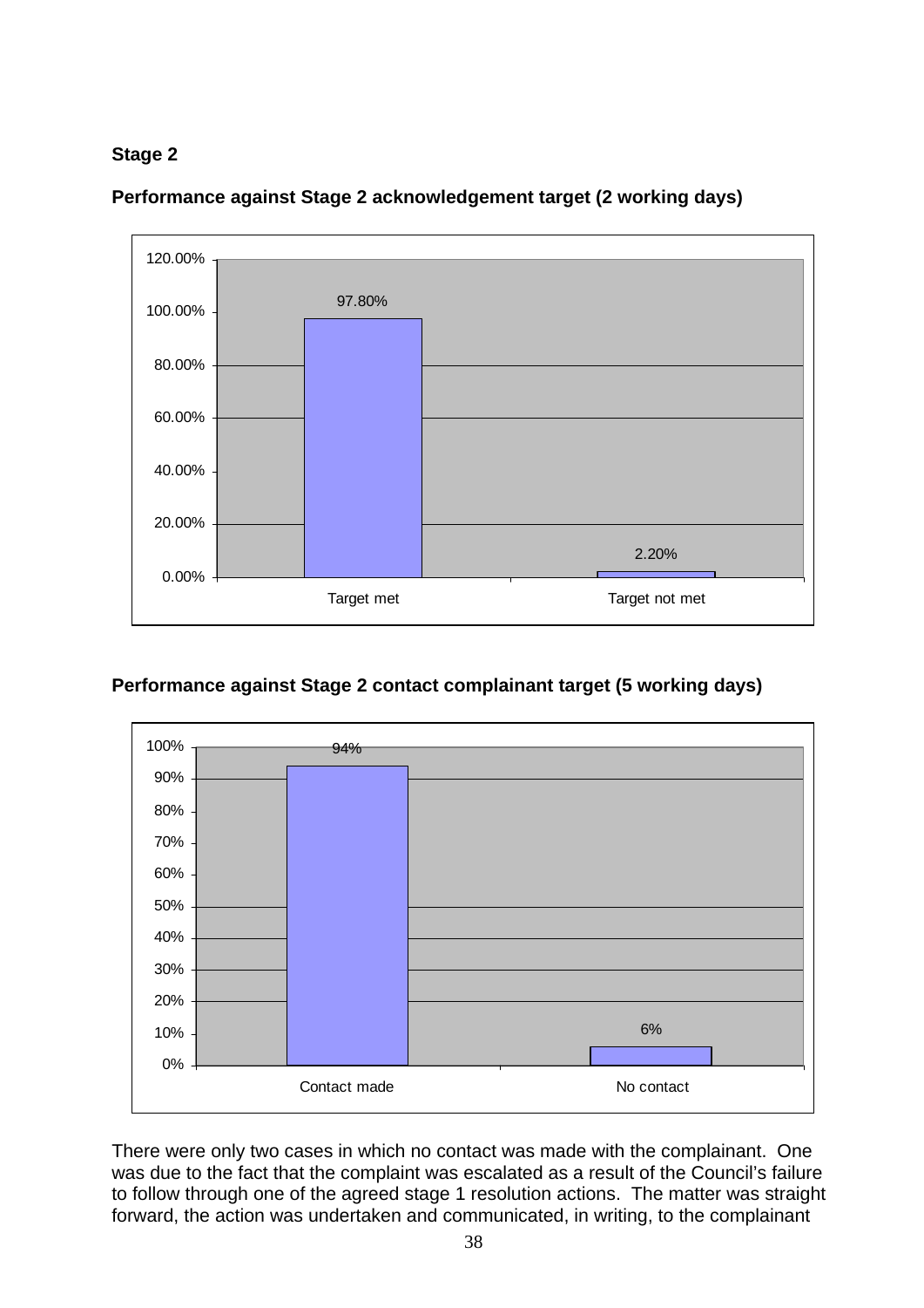**Stage 2**

**Performance against Stage 2 acknowledgement target (2 working days)**

| | Percentage |
|---|---|
| Target met | 97.80% |
| Target not met | 2.20% |

**Performance against Stage 2 contact complainant target (5 working days)**

| | Percentage |
|---|---|
| Contact made | 94% |
| No contact | 6% |

There were only two cases in which no contact was made with the complainant. One was due to the fact that the complaint was escalated as a result of the Council's failure to follow through one of the agreed stage 1 resolution actions. The matter was straight forward, the action was undertaken and communicated, in writing, to the complainant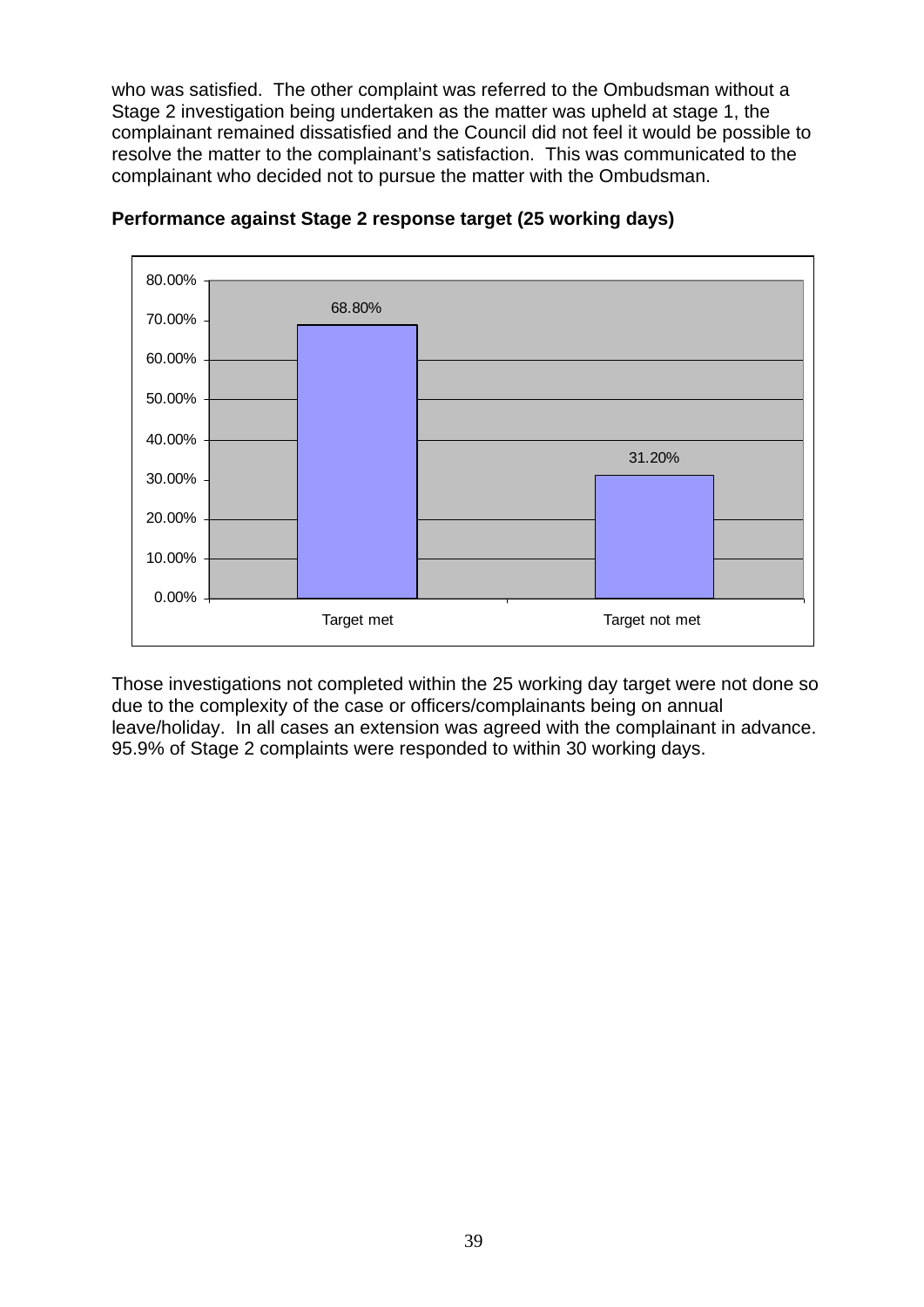who was satisfied. The other complaint was referred to the Ombudsman without a Stage 2 investigation being undertaken as the matter was upheld at stage 1, the complainant remained dissatisfied and the Council did not feel it would be possible to resolve the matter to the complainant's satisfaction. This was communicated to the complainant who decided not to pursue the matter with the Ombudsman.

**Performance against Stage 2 response target (25 working days)**

| | Percentage |
|---|---|
| Target met | 68.80% |
| Target not met | 31.20% |

Those investigations not completed within the 25 working day target were not done so due to the complexity of the case or officers/complainants being on annual leave/holiday. In all cases an extension was agreed with the complainant in advance. 95.9% of Stage 2 complaints were responded to within 30 working days.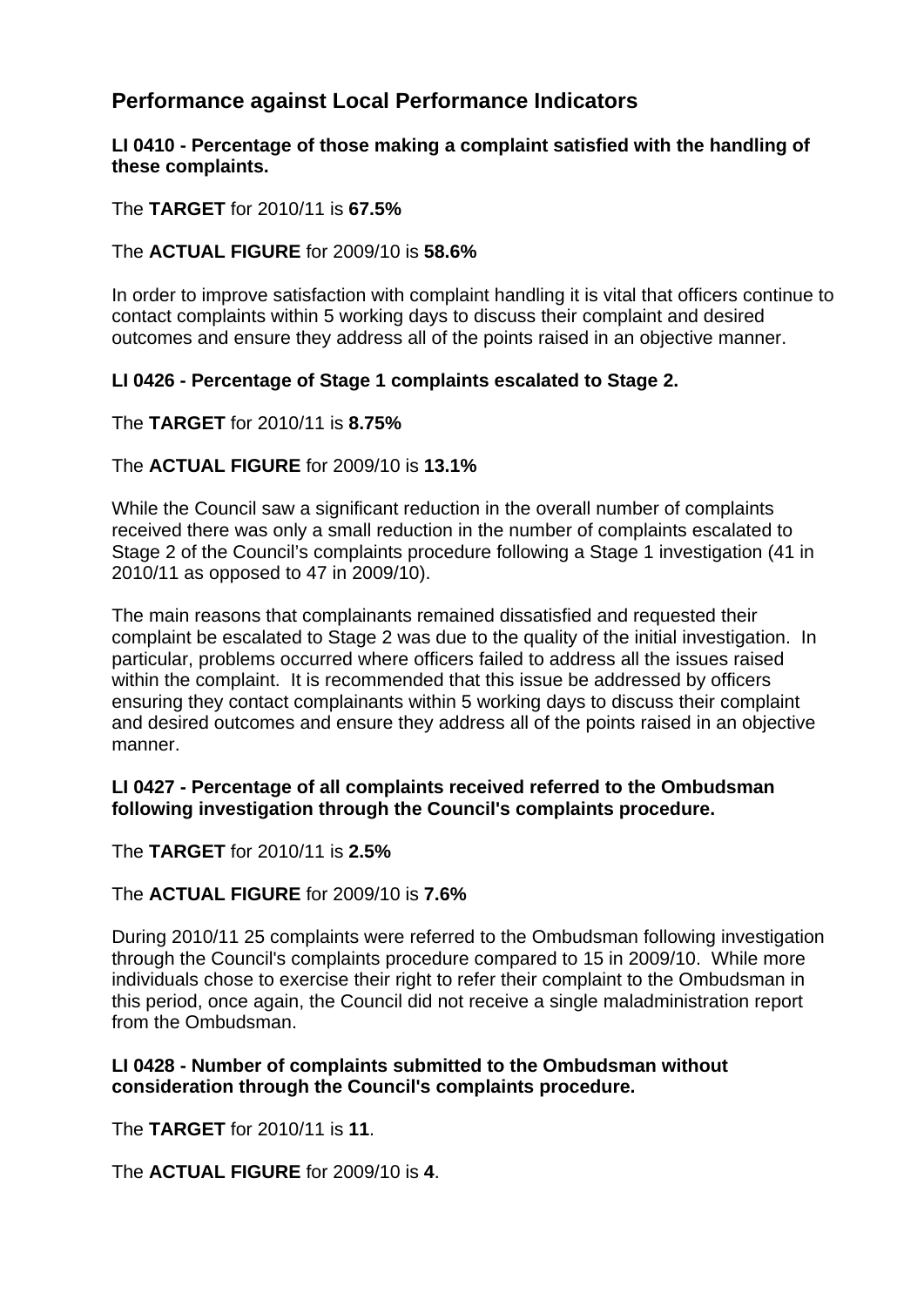## Performance against Local Performance Indicators

**LI 0410 - Percentage of those making a complaint satisfied with the handling of these complaints.**

The **TARGET** for 2010/11 is **67.5%**

The **ACTUAL FIGURE** for 2009/10 is **58.6%**

In order to improve satisfaction with complaint handling it is vital that officers continue to contact complaints within 5 working days to discuss their complaint and desired outcomes and ensure they address all of the points raised in an objective manner.

**LI 0426 - Percentage of Stage 1 complaints escalated to Stage 2.**

The **TARGET** for 2010/11 is **8.75%**

The **ACTUAL FIGURE** for 2009/10 is **13.1%**

While the Council saw a significant reduction in the overall number of complaints received there was only a small reduction in the number of complaints escalated to Stage 2 of the Council's complaints procedure following a Stage 1 investigation (41 in 2010/11 as opposed to 47 in 2009/10).

The main reasons that complainants remained dissatisfied and requested their complaint be escalated to Stage 2 was due to the quality of the initial investigation. In particular, problems occurred where officers failed to address all the issues raised within the complaint. It is recommended that this issue be addressed by officers ensuring they contact complainants within 5 working days to discuss their complaint and desired outcomes and ensure they address all of the points raised in an objective manner.

**LI 0427 - Percentage of all complaints received referred to the Ombudsman following investigation through the Council's complaints procedure.**

The **TARGET** for 2010/11 is **2.5%**

The **ACTUAL FIGURE** for 2009/10 is **7.6%**

During 2010/11 25 complaints were referred to the Ombudsman following investigation through the Council's complaints procedure compared to 15 in 2009/10. While more individuals chose to exercise their right to refer their complaint to the Ombudsman in this period, once again, the Council did not receive a single maladministration report from the Ombudsman.

**LI 0428 - Number of complaints submitted to the Ombudsman without consideration through the Council's complaints procedure.**

The **TARGET** for 2010/11 is **11**.

The **ACTUAL FIGURE** for 2009/10 is **4**.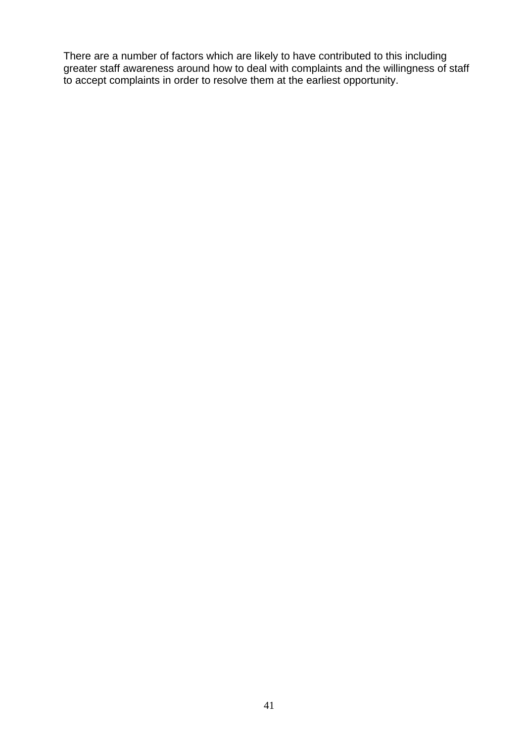There are a number of factors which are likely to have contributed to this including greater staff awareness around how to deal with complaints and the willingness of staff to accept complaints in order to resolve them at the earliest opportunity.